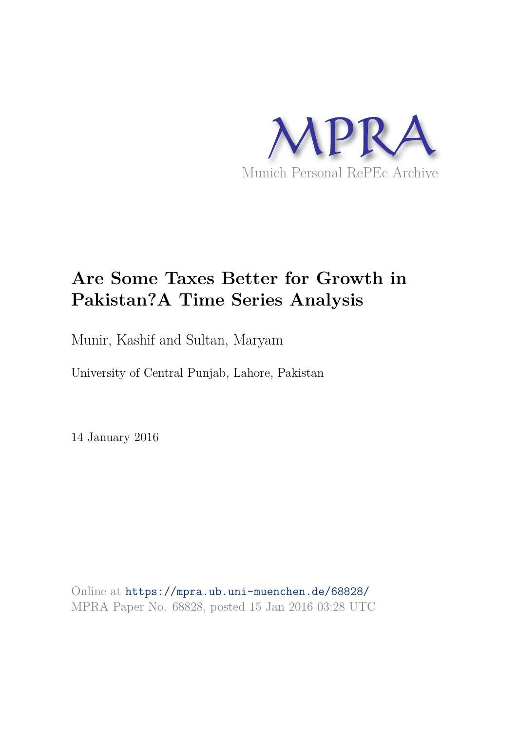MPRA

Munich Personal RePEc Archive

# Are Some Taxes Better for Growth in Pakistan?A Time Series Analysis

Munir, Kashif and Sultan, Maryam

University of Central Punjab, Lahore, Pakistan

14 January 2016

Online at https://mpra.ub.uni-muenchen.de/68828/
MPRA Paper No. 68828, posted 15 Jan 2016 03:28 UTC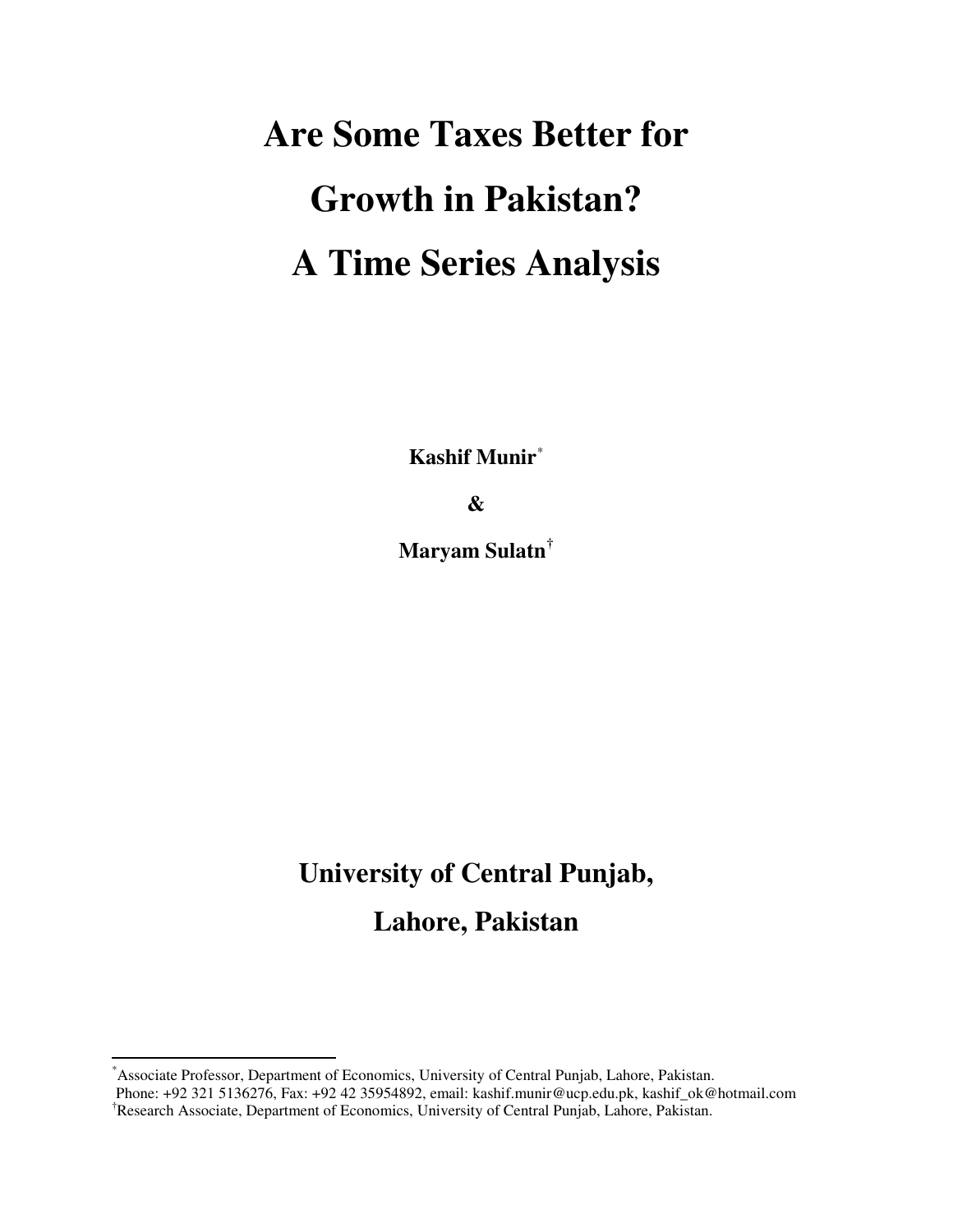# Are Some Taxes Better for Growth in Pakistan? A Time Series Analysis

**Kashif Munir**[*]

**&**

**Maryam Sulatn**[†]

## University of Central Punjab, Lahore, Pakistan

---

[*]Associate Professor, Department of Economics, University of Central Punjab, Lahore, Pakistan.
Phone: +92 321 5136276, Fax: +92 42 35954892, email: kashif.munir@ucp.edu.pk, kashif_ok@hotmail.com

[†]Research Associate, Department of Economics, University of Central Punjab, Lahore, Pakistan.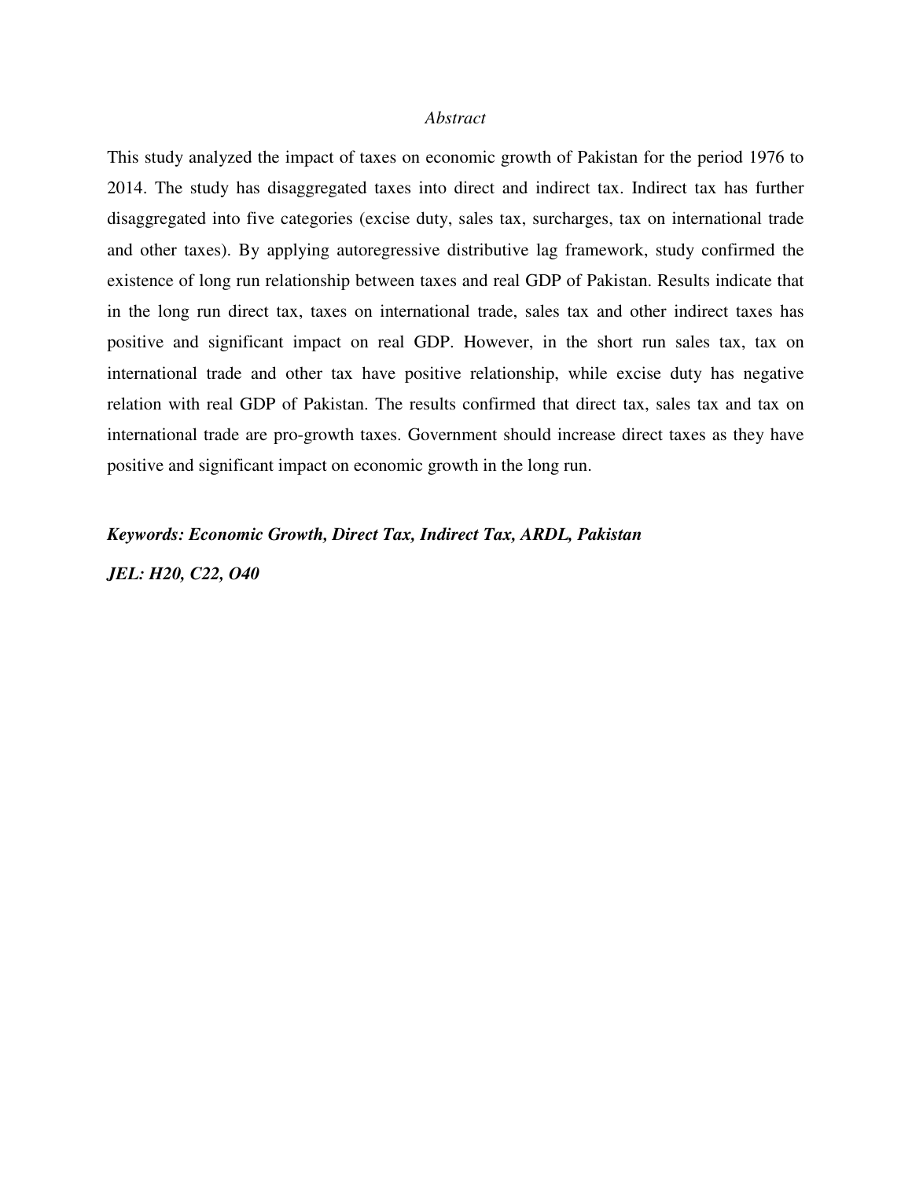*Abstract*

This study analyzed the impact of taxes on economic growth of Pakistan for the period 1976 to 2014. The study has disaggregated taxes into direct and indirect tax. Indirect tax has further disaggregated into five categories (excise duty, sales tax, surcharges, tax on international trade and other taxes). By applying autoregressive distributive lag framework, study confirmed the existence of long run relationship between taxes and real GDP of Pakistan. Results indicate that in the long run direct tax, taxes on international trade, sales tax and other indirect taxes has positive and significant impact on real GDP. However, in the short run sales tax, tax on international trade and other tax have positive relationship, while excise duty has negative relation with real GDP of Pakistan. The results confirmed that direct tax, sales tax and tax on international trade are pro-growth taxes. Government should increase direct taxes as they have positive and significant impact on economic growth in the long run.

***Keywords: Economic Growth, Direct Tax, Indirect Tax, ARDL, Pakistan***

***JEL: H20, C22, O40***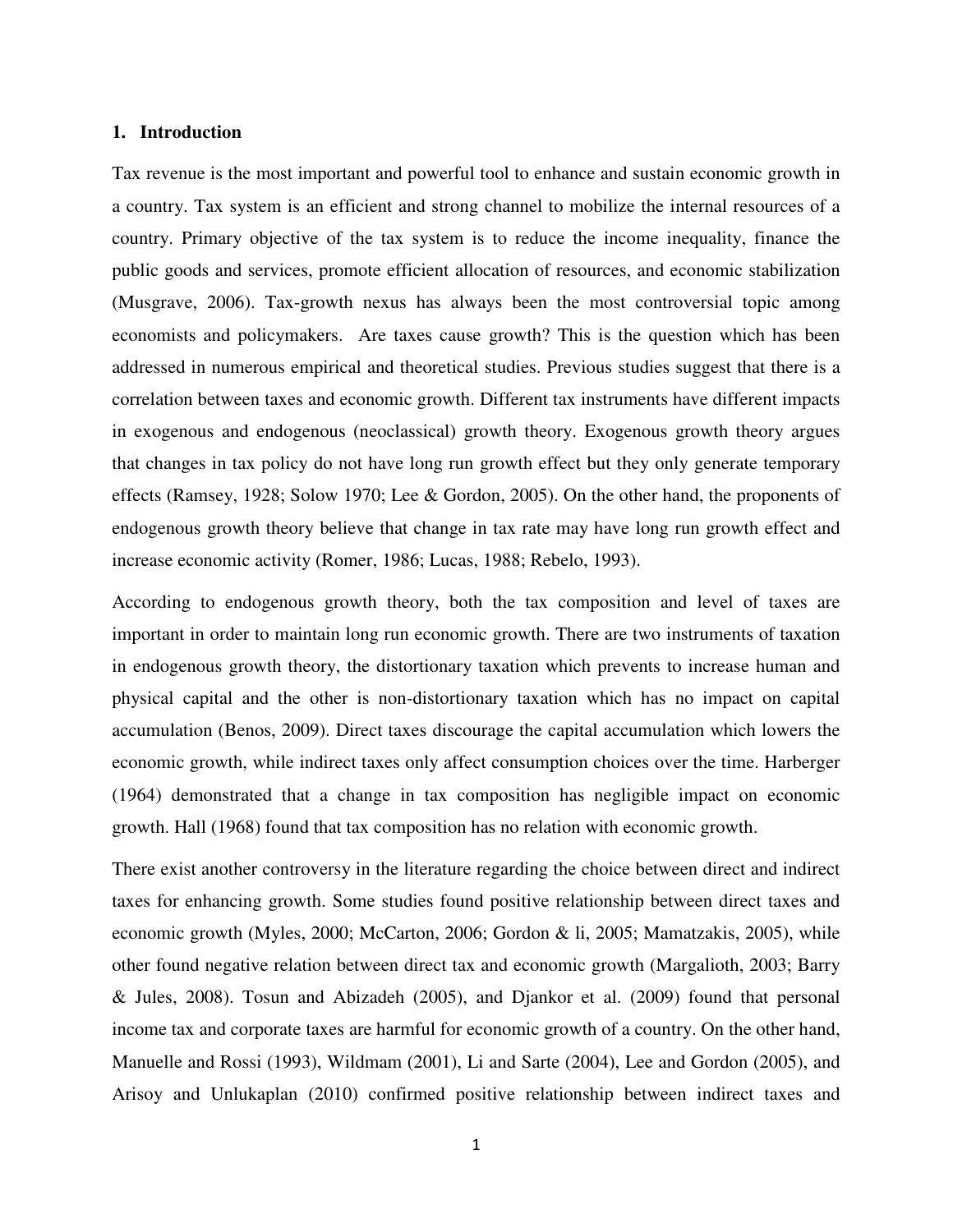## 1. Introduction

Tax revenue is the most important and powerful tool to enhance and sustain economic growth in a country. Tax system is an efficient and strong channel to mobilize the internal resources of a country. Primary objective of the tax system is to reduce the income inequality, finance the public goods and services, promote efficient allocation of resources, and economic stabilization (Musgrave, 2006). Tax-growth nexus has always been the most controversial topic among economists and policymakers. Are taxes cause growth? This is the question which has been addressed in numerous empirical and theoretical studies. Previous studies suggest that there is a correlation between taxes and economic growth. Different tax instruments have different impacts in exogenous and endogenous (neoclassical) growth theory. Exogenous growth theory argues that changes in tax policy do not have long run growth effect but they only generate temporary effects (Ramsey, 1928; Solow 1970; Lee & Gordon, 2005). On the other hand, the proponents of endogenous growth theory believe that change in tax rate may have long run growth effect and increase economic activity (Romer, 1986; Lucas, 1988; Rebelo, 1993).

According to endogenous growth theory, both the tax composition and level of taxes are important in order to maintain long run economic growth. There are two instruments of taxation in endogenous growth theory, the distortionary taxation which prevents to increase human and physical capital and the other is non-distortionary taxation which has no impact on capital accumulation (Benos, 2009). Direct taxes discourage the capital accumulation which lowers the economic growth, while indirect taxes only affect consumption choices over the time. Harberger (1964) demonstrated that a change in tax composition has negligible impact on economic growth. Hall (1968) found that tax composition has no relation with economic growth.

There exist another controversy in the literature regarding the choice between direct and indirect taxes for enhancing growth. Some studies found positive relationship between direct taxes and economic growth (Myles, 2000; McCarton, 2006; Gordon & li, 2005; Mamatzakis, 2005), while other found negative relation between direct tax and economic growth (Margalioth, 2003; Barry & Jules, 2008). Tosun and Abizadeh (2005), and Djankor et al. (2009) found that personal income tax and corporate taxes are harmful for economic growth of a country. On the other hand, Manuelle and Rossi (1993), Wildmam (2001), Li and Sarte (2004), Lee and Gordon (2005), and Arisoy and Unlukaplan (2010) confirmed positive relationship between indirect taxes and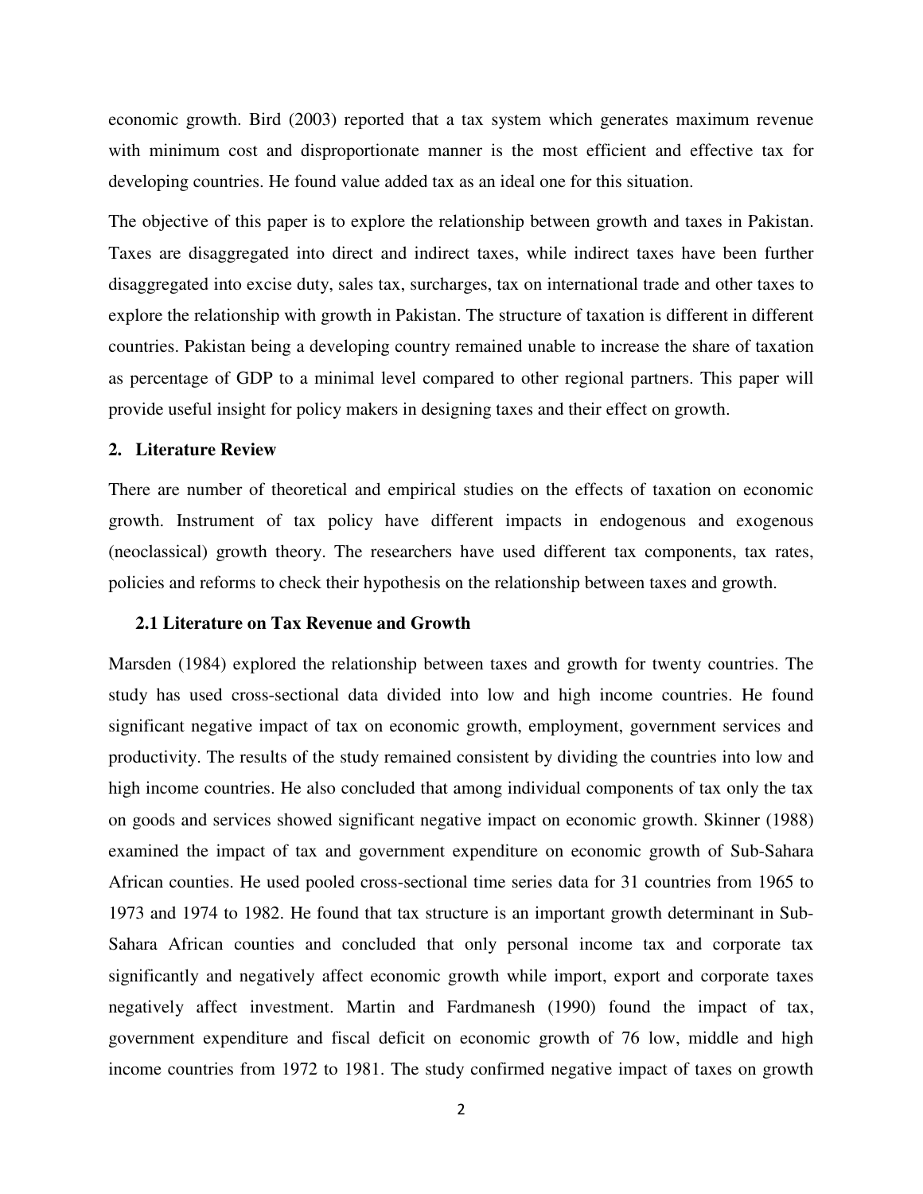economic growth. Bird (2003) reported that a tax system which generates maximum revenue with minimum cost and disproportionate manner is the most efficient and effective tax for developing countries. He found value added tax as an ideal one for this situation.

The objective of this paper is to explore the relationship between growth and taxes in Pakistan. Taxes are disaggregated into direct and indirect taxes, while indirect taxes have been further disaggregated into excise duty, sales tax, surcharges, tax on international trade and other taxes to explore the relationship with growth in Pakistan. The structure of taxation is different in different countries. Pakistan being a developing country remained unable to increase the share of taxation as percentage of GDP to a minimal level compared to other regional partners. This paper will provide useful insight for policy makers in designing taxes and their effect on growth.

## 2. Literature Review

There are number of theoretical and empirical studies on the effects of taxation on economic growth. Instrument of tax policy have different impacts in endogenous and exogenous (neoclassical) growth theory. The researchers have used different tax components, tax rates, policies and reforms to check their hypothesis on the relationship between taxes and growth.

### 2.1 Literature on Tax Revenue and Growth

Marsden (1984) explored the relationship between taxes and growth for twenty countries. The study has used cross-sectional data divided into low and high income countries. He found significant negative impact of tax on economic growth, employment, government services and productivity. The results of the study remained consistent by dividing the countries into low and high income countries. He also concluded that among individual components of tax only the tax on goods and services showed significant negative impact on economic growth. Skinner (1988) examined the impact of tax and government expenditure on economic growth of Sub-Sahara African counties. He used pooled cross-sectional time series data for 31 countries from 1965 to 1973 and 1974 to 1982. He found that tax structure is an important growth determinant in Sub-Sahara African counties and concluded that only personal income tax and corporate tax significantly and negatively affect economic growth while import, export and corporate taxes negatively affect investment. Martin and Fardmanesh (1990) found the impact of tax, government expenditure and fiscal deficit on economic growth of 76 low, middle and high income countries from 1972 to 1981. The study confirmed negative impact of taxes on growth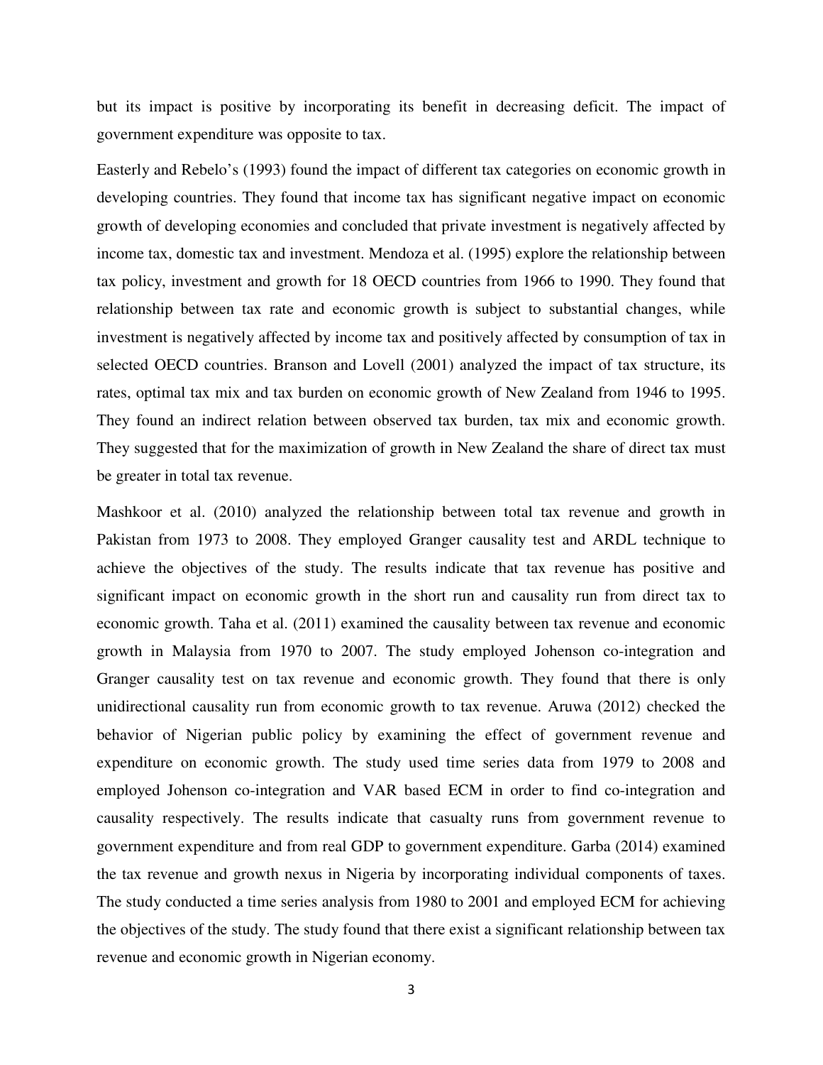but its impact is positive by incorporating its benefit in decreasing deficit. The impact of government expenditure was opposite to tax.

Easterly and Rebelo's (1993) found the impact of different tax categories on economic growth in developing countries. They found that income tax has significant negative impact on economic growth of developing economies and concluded that private investment is negatively affected by income tax, domestic tax and investment. Mendoza et al. (1995) explore the relationship between tax policy, investment and growth for 18 OECD countries from 1966 to 1990. They found that relationship between tax rate and economic growth is subject to substantial changes, while investment is negatively affected by income tax and positively affected by consumption of tax in selected OECD countries. Branson and Lovell (2001) analyzed the impact of tax structure, its rates, optimal tax mix and tax burden on economic growth of New Zealand from 1946 to 1995. They found an indirect relation between observed tax burden, tax mix and economic growth. They suggested that for the maximization of growth in New Zealand the share of direct tax must be greater in total tax revenue.

Mashkoor et al. (2010) analyzed the relationship between total tax revenue and growth in Pakistan from 1973 to 2008. They employed Granger causality test and ARDL technique to achieve the objectives of the study. The results indicate that tax revenue has positive and significant impact on economic growth in the short run and causality run from direct tax to economic growth. Taha et al. (2011) examined the causality between tax revenue and economic growth in Malaysia from 1970 to 2007. The study employed Johenson co-integration and Granger causality test on tax revenue and economic growth. They found that there is only unidirectional causality run from economic growth to tax revenue. Aruwa (2012) checked the behavior of Nigerian public policy by examining the effect of government revenue and expenditure on economic growth. The study used time series data from 1979 to 2008 and employed Johenson co-integration and VAR based ECM in order to find co-integration and causality respectively. The results indicate that casualty runs from government revenue to government expenditure and from real GDP to government expenditure. Garba (2014) examined the tax revenue and growth nexus in Nigeria by incorporating individual components of taxes. The study conducted a time series analysis from 1980 to 2001 and employed ECM for achieving the objectives of the study. The study found that there exist a significant relationship between tax revenue and economic growth in Nigerian economy.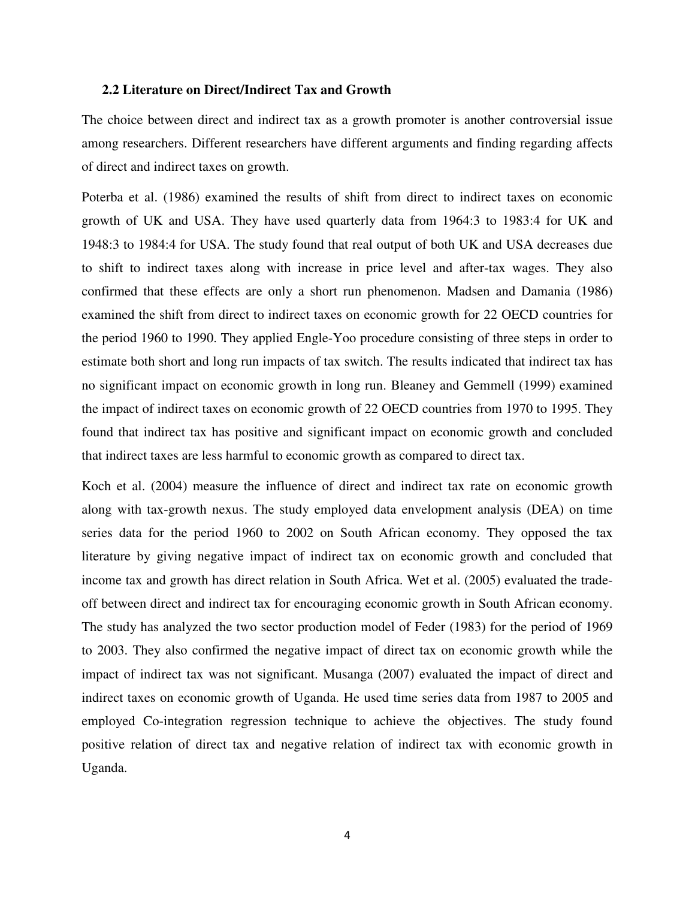### 2.2 Literature on Direct/Indirect Tax and Growth

The choice between direct and indirect tax as a growth promoter is another controversial issue among researchers. Different researchers have different arguments and finding regarding affects of direct and indirect taxes on growth.

Poterba et al. (1986) examined the results of shift from direct to indirect taxes on economic growth of UK and USA. They have used quarterly data from 1964:3 to 1983:4 for UK and 1948:3 to 1984:4 for USA. The study found that real output of both UK and USA decreases due to shift to indirect taxes along with increase in price level and after-tax wages. They also confirmed that these effects are only a short run phenomenon. Madsen and Damania (1986) examined the shift from direct to indirect taxes on economic growth for 22 OECD countries for the period 1960 to 1990. They applied Engle-Yoo procedure consisting of three steps in order to estimate both short and long run impacts of tax switch. The results indicated that indirect tax has no significant impact on economic growth in long run. Bleaney and Gemmell (1999) examined the impact of indirect taxes on economic growth of 22 OECD countries from 1970 to 1995. They found that indirect tax has positive and significant impact on economic growth and concluded that indirect taxes are less harmful to economic growth as compared to direct tax.

Koch et al. (2004) measure the influence of direct and indirect tax rate on economic growth along with tax-growth nexus. The study employed data envelopment analysis (DEA) on time series data for the period 1960 to 2002 on South African economy. They opposed the tax literature by giving negative impact of indirect tax on economic growth and concluded that income tax and growth has direct relation in South Africa. Wet et al. (2005) evaluated the trade-off between direct and indirect tax for encouraging economic growth in South African economy. The study has analyzed the two sector production model of Feder (1983) for the period of 1969 to 2003. They also confirmed the negative impact of direct tax on economic growth while the impact of indirect tax was not significant. Musanga (2007) evaluated the impact of direct and indirect taxes on economic growth of Uganda. He used time series data from 1987 to 2005 and employed Co-integration regression technique to achieve the objectives. The study found positive relation of direct tax and negative relation of indirect tax with economic growth in Uganda.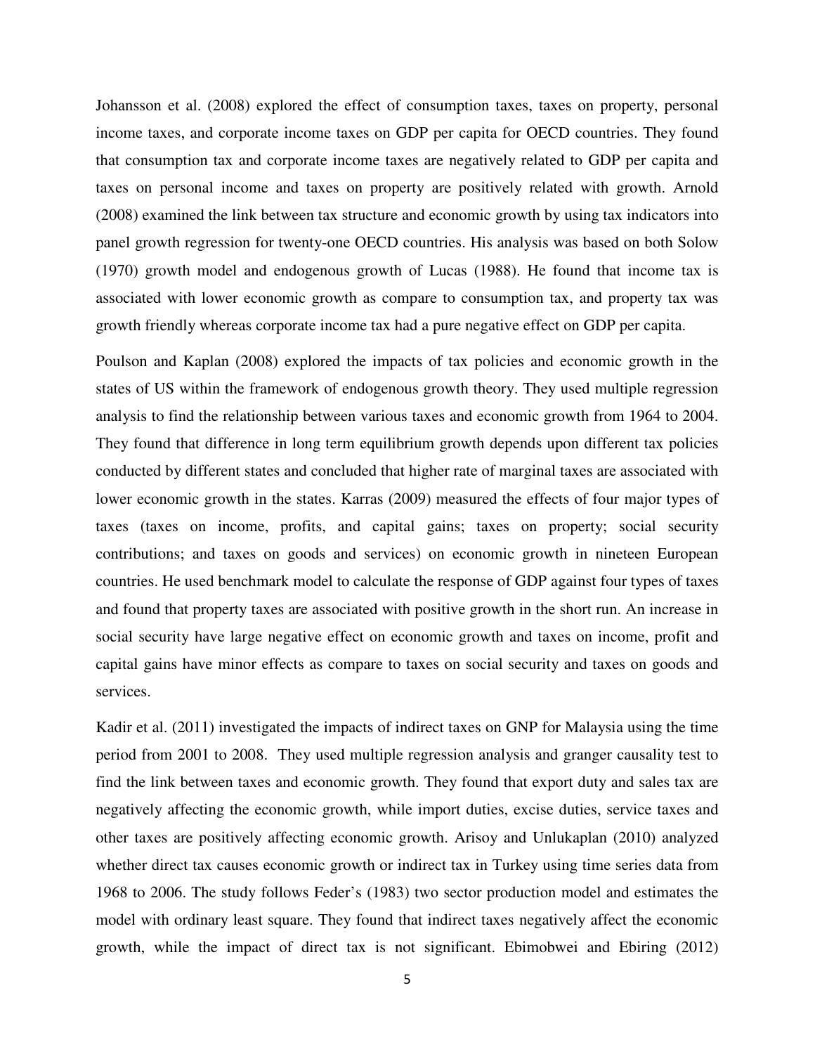Johansson et al. (2008) explored the effect of consumption taxes, taxes on property, personal income taxes, and corporate income taxes on GDP per capita for OECD countries. They found that consumption tax and corporate income taxes are negatively related to GDP per capita and taxes on personal income and taxes on property are positively related with growth. Arnold (2008) examined the link between tax structure and economic growth by using tax indicators into panel growth regression for twenty-one OECD countries. His analysis was based on both Solow (1970) growth model and endogenous growth of Lucas (1988). He found that income tax is associated with lower economic growth as compare to consumption tax, and property tax was growth friendly whereas corporate income tax had a pure negative effect on GDP per capita.

Poulson and Kaplan (2008) explored the impacts of tax policies and economic growth in the states of US within the framework of endogenous growth theory. They used multiple regression analysis to find the relationship between various taxes and economic growth from 1964 to 2004. They found that difference in long term equilibrium growth depends upon different tax policies conducted by different states and concluded that higher rate of marginal taxes are associated with lower economic growth in the states. Karras (2009) measured the effects of four major types of taxes (taxes on income, profits, and capital gains; taxes on property; social security contributions; and taxes on goods and services) on economic growth in nineteen European countries. He used benchmark model to calculate the response of GDP against four types of taxes and found that property taxes are associated with positive growth in the short run. An increase in social security have large negative effect on economic growth and taxes on income, profit and capital gains have minor effects as compare to taxes on social security and taxes on goods and services.

Kadir et al. (2011) investigated the impacts of indirect taxes on GNP for Malaysia using the time period from 2001 to 2008. They used multiple regression analysis and granger causality test to find the link between taxes and economic growth. They found that export duty and sales tax are negatively affecting the economic growth, while import duties, excise duties, service taxes and other taxes are positively affecting economic growth. Arisoy and Unlukaplan (2010) analyzed whether direct tax causes economic growth or indirect tax in Turkey using time series data from 1968 to 2006. The study follows Feder's (1983) two sector production model and estimates the model with ordinary least square. They found that indirect taxes negatively affect the economic growth, while the impact of direct tax is not significant. Ebimobwei and Ebiring (2012)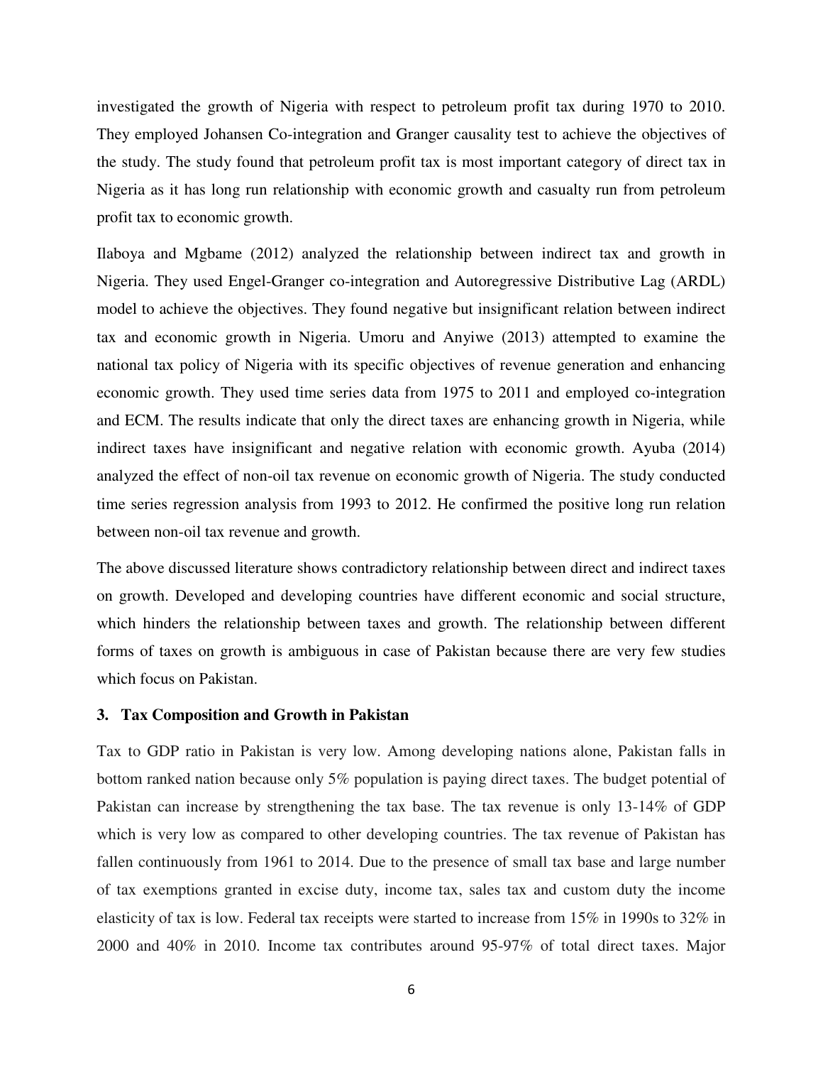investigated the growth of Nigeria with respect to petroleum profit tax during 1970 to 2010. They employed Johansen Co-integration and Granger causality test to achieve the objectives of the study. The study found that petroleum profit tax is most important category of direct tax in Nigeria as it has long run relationship with economic growth and casualty run from petroleum profit tax to economic growth.

Ilaboya and Mgbame (2012) analyzed the relationship between indirect tax and growth in Nigeria. They used Engel-Granger co-integration and Autoregressive Distributive Lag (ARDL) model to achieve the objectives. They found negative but insignificant relation between indirect tax and economic growth in Nigeria. Umoru and Anyiwe (2013) attempted to examine the national tax policy of Nigeria with its specific objectives of revenue generation and enhancing economic growth. They used time series data from 1975 to 2011 and employed co-integration and ECM. The results indicate that only the direct taxes are enhancing growth in Nigeria, while indirect taxes have insignificant and negative relation with economic growth. Ayuba (2014) analyzed the effect of non-oil tax revenue on economic growth of Nigeria. The study conducted time series regression analysis from 1993 to 2012. He confirmed the positive long run relation between non-oil tax revenue and growth.

The above discussed literature shows contradictory relationship between direct and indirect taxes on growth. Developed and developing countries have different economic and social structure, which hinders the relationship between taxes and growth. The relationship between different forms of taxes on growth is ambiguous in case of Pakistan because there are very few studies which focus on Pakistan.

## 3. Tax Composition and Growth in Pakistan

Tax to GDP ratio in Pakistan is very low. Among developing nations alone, Pakistan falls in bottom ranked nation because only 5% population is paying direct taxes. The budget potential of Pakistan can increase by strengthening the tax base. The tax revenue is only 13-14% of GDP which is very low as compared to other developing countries. The tax revenue of Pakistan has fallen continuously from 1961 to 2014. Due to the presence of small tax base and large number of tax exemptions granted in excise duty, income tax, sales tax and custom duty the income elasticity of tax is low. Federal tax receipts were started to increase from 15% in 1990s to 32% in 2000 and 40% in 2010. Income tax contributes around 95-97% of total direct taxes. Major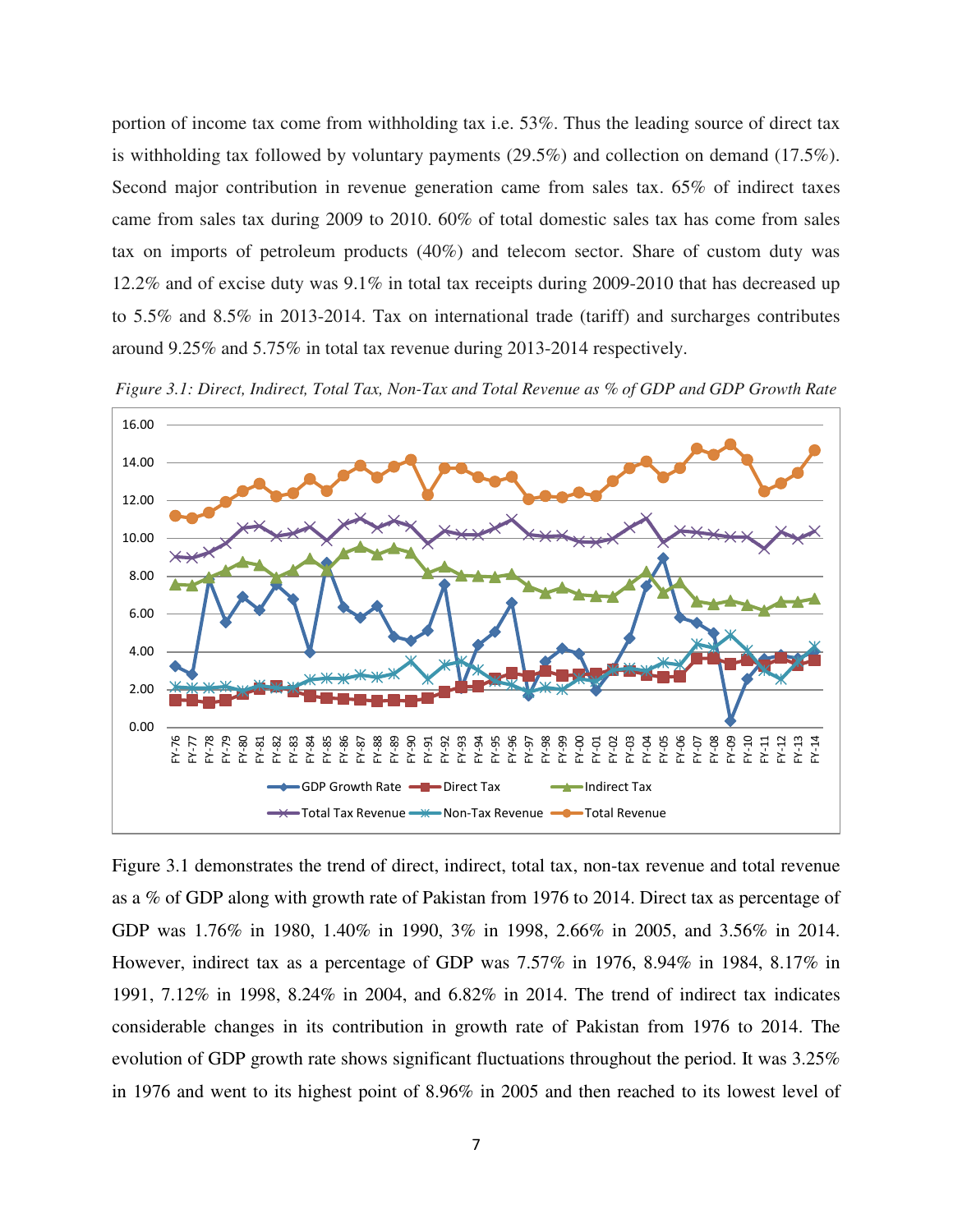portion of income tax come from withholding tax i.e. 53%. Thus the leading source of direct tax is withholding tax followed by voluntary payments (29.5%) and collection on demand (17.5%). Second major contribution in revenue generation came from sales tax. 65% of indirect taxes came from sales tax during 2009 to 2010. 60% of total domestic sales tax has come from sales tax on imports of petroleum products (40%) and telecom sector. Share of custom duty was 12.2% and of excise duty was 9.1% in total tax receipts during 2009-2010 that has decreased up to 5.5% and 8.5% in 2013-2014. Tax on international trade (tariff) and surcharges contributes around 9.25% and 5.75% in total tax revenue during 2013-2014 respectively.

*Figure 3.1: Direct, Indirect, Total Tax, Non-Tax and Total Revenue as % of GDP and GDP Growth Rate*

Figure 3.1 demonstrates the trend of direct, indirect, total tax, non-tax revenue and total revenue as a % of GDP along with growth rate of Pakistan from 1976 to 2014. Direct tax as percentage of GDP was 1.76% in 1980, 1.40% in 1990, 3% in 1998, 2.66% in 2005, and 3.56% in 2014. However, indirect tax as a percentage of GDP was 7.57% in 1976, 8.94% in 1984, 8.17% in 1991, 7.12% in 1998, 8.24% in 2004, and 6.82% in 2014. The trend of indirect tax indicates considerable changes in its contribution in growth rate of Pakistan from 1976 to 2014. The evolution of GDP growth rate shows significant fluctuations throughout the period. It was 3.25% in 1976 and went to its highest point of 8.96% in 2005 and then reached to its lowest level of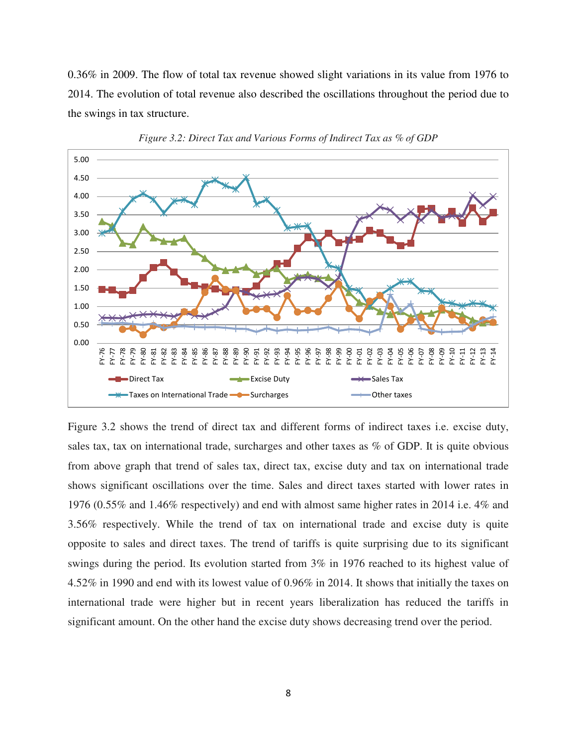0.36% in 2009. The flow of total tax revenue showed slight variations in its value from 1976 to 2014. The evolution of total revenue also described the oscillations throughout the period due to the swings in tax structure.

*Figure 3.2: Direct Tax and Various Forms of Indirect Tax as % of GDP*

Figure 3.2 shows the trend of direct tax and different forms of indirect taxes i.e. excise duty, sales tax, tax on international trade, surcharges and other taxes as % of GDP. It is quite obvious from above graph that trend of sales tax, direct tax, excise duty and tax on international trade shows significant oscillations over the time. Sales and direct taxes started with lower rates in 1976 (0.55% and 1.46% respectively) and end with almost same higher rates in 2014 i.e. 4% and 3.56% respectively. While the trend of tax on international trade and excise duty is quite opposite to sales and direct taxes. The trend of tariffs is quite surprising due to its significant swings during the period. Its evolution started from 3% in 1976 reached to its highest value of 4.52% in 1990 and end with its lowest value of 0.96% in 2014. It shows that initially the taxes on international trade were higher but in recent years liberalization has reduced the tariffs in significant amount. On the other hand the excise duty shows decreasing trend over the period.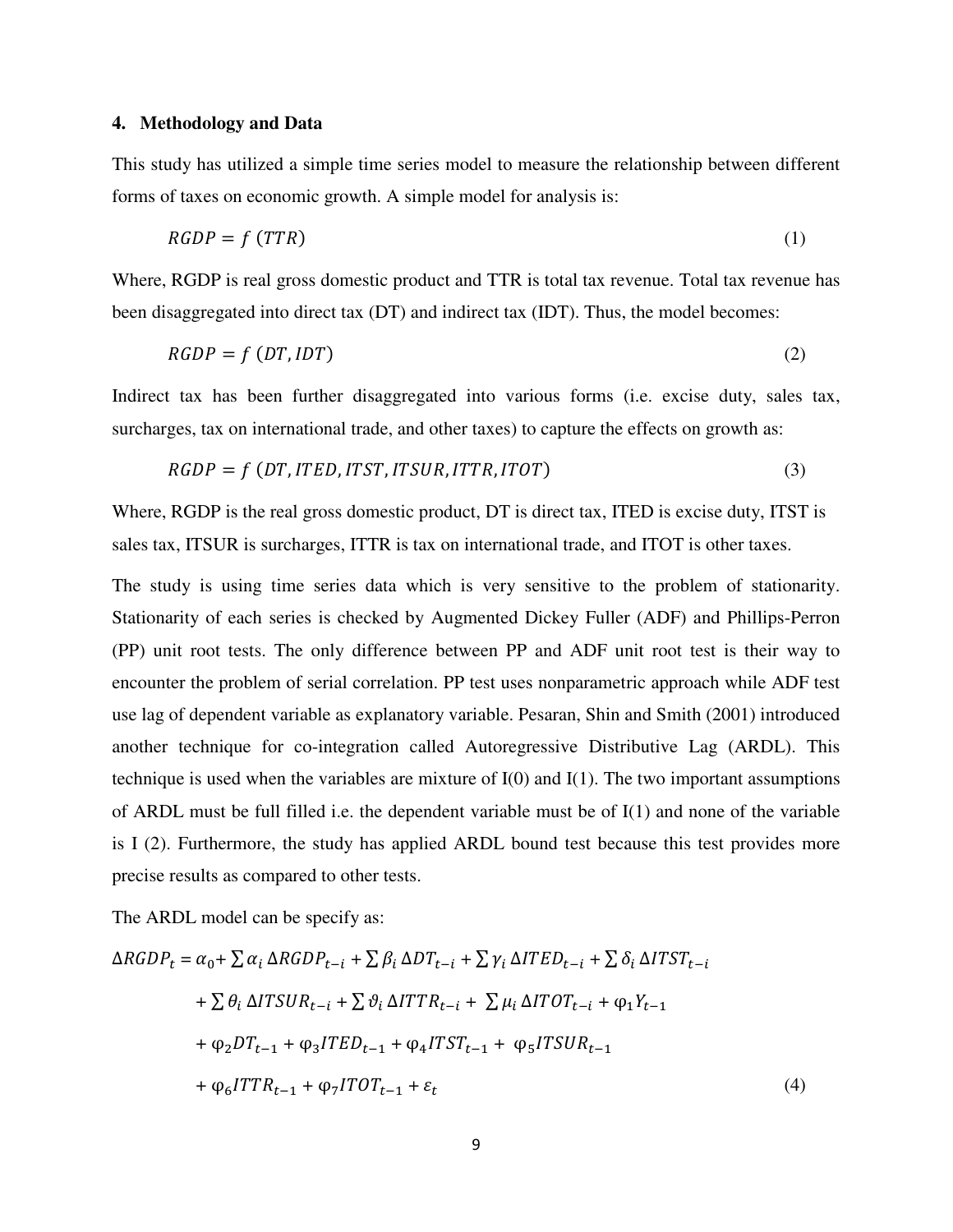## 4. Methodology and Data

This study has utilized a simple time series model to measure the relationship between different forms of taxes on economic growth. A simple model for analysis is:

$$RGDP = f\,(TTR) \tag{1}$$

Where, RGDP is real gross domestic product and TTR is total tax revenue. Total tax revenue has been disaggregated into direct tax (DT) and indirect tax (IDT). Thus, the model becomes:

$$RGDP = f\,(DT, IDT) \tag{2}$$

Indirect tax has been further disaggregated into various forms (i.e. excise duty, sales tax, surcharges, tax on international trade, and other taxes) to capture the effects on growth as:

$$RGDP = f\,(DT, ITED, ITST, ITSUR, ITTR, ITOT) \tag{3}$$

Where, RGDP is the real gross domestic product, DT is direct tax, ITED is excise duty, ITST is sales tax, ITSUR is surcharges, ITTR is tax on international trade, and ITOT is other taxes.

The study is using time series data which is very sensitive to the problem of stationarity. Stationarity of each series is checked by Augmented Dickey Fuller (ADF) and Phillips-Perron (PP) unit root tests. The only difference between PP and ADF unit root test is their way to encounter the problem of serial correlation. PP test uses nonparametric approach while ADF test use lag of dependent variable as explanatory variable. Pesaran, Shin and Smith (2001) introduced another technique for co-integration called Autoregressive Distributive Lag (ARDL). This technique is used when the variables are mixture of I(0) and I(1). The two important assumptions of ARDL must be full filled i.e. the dependent variable must be of I(1) and none of the variable is I (2). Furthermore, the study has applied ARDL bound test because this test provides more precise results as compared to other tests.

The ARDL model can be specify as:

$$\begin{aligned}
\Delta RGDP_t = \alpha_0 &+ \sum \alpha_i \,\Delta RGDP_{t-i} + \sum \beta_i \,\Delta DT_{t-i} + \sum \gamma_i \,\Delta ITED_{t-i} + \sum \delta_i \,\Delta ITST_{t-i} \\
&+ \sum \theta_i \,\Delta ITSUR_{t-i} + \sum \vartheta_i \,\Delta ITTR_{t-i} + \sum \mu_i \,\Delta ITOT_{t-i} + \varphi_1 Y_{t-1} \\
&+ \varphi_2 DT_{t-1} + \varphi_3 ITED_{t-1} + \varphi_4 ITST_{t-1} + \varphi_5 ITSUR_{t-1} \\
&+ \varphi_6 ITTR_{t-1} + \varphi_7 ITOT_{t-1} + \varepsilon_t
\end{aligned} \tag{4}$$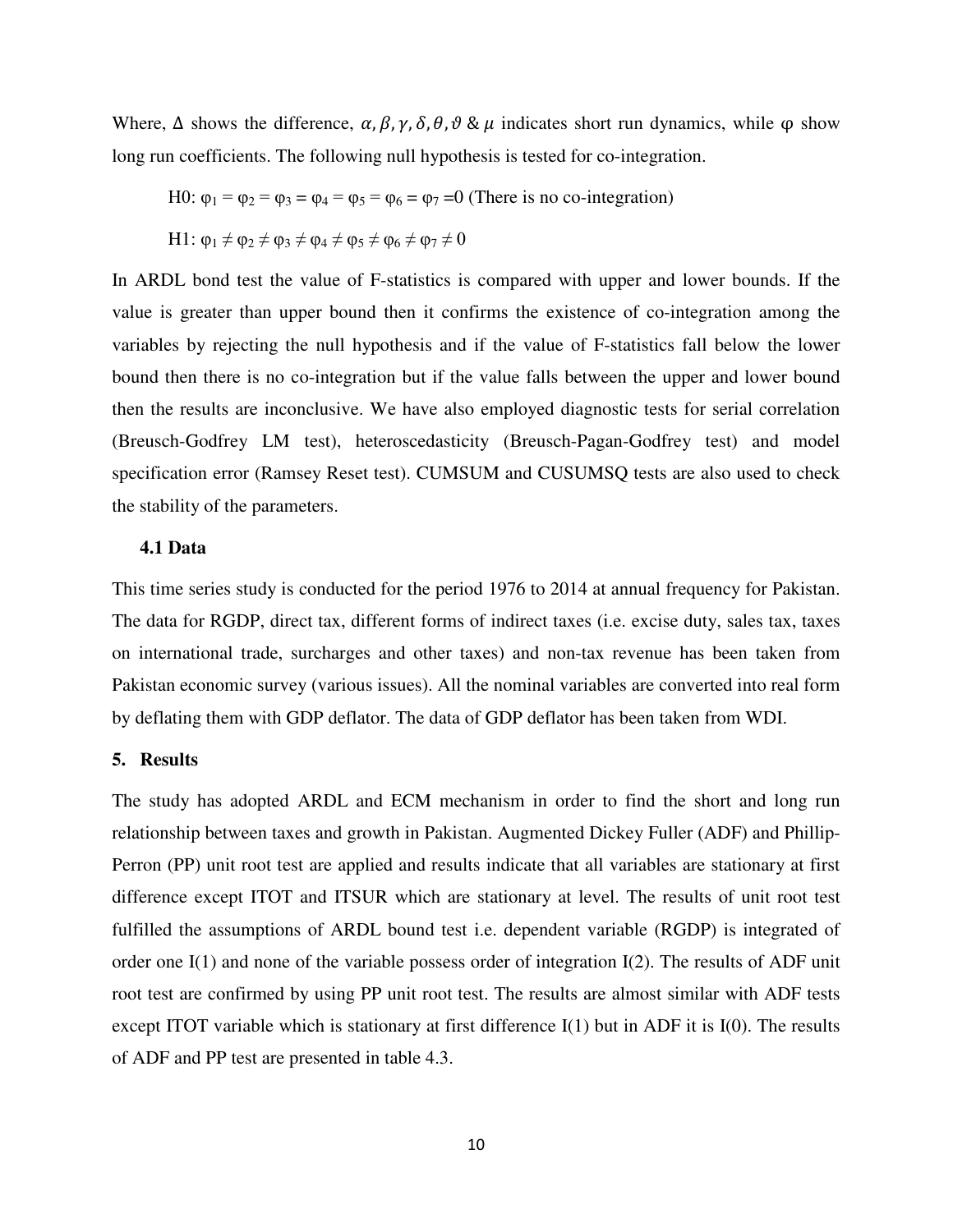Where, $\Delta$ shows the difference, $\alpha, \beta, \gamma, \delta, \theta, \vartheta$ & $\mu$ indicates short run dynamics, while $\varphi$ show long run coefficients. The following null hypothesis is tested for co-integration.

H0: $\varphi_1 = \varphi_2 = \varphi_3 = \varphi_4 = \varphi_5 = \varphi_6 = \varphi_7 = 0$ (There is no co-integration)

H1: $\varphi_1 \neq \varphi_2 \neq \varphi_3 \neq \varphi_4 \neq \varphi_5 \neq \varphi_6 \neq \varphi_7 \neq 0$

In ARDL bond test the value of F-statistics is compared with upper and lower bounds. If the value is greater than upper bound then it confirms the existence of co-integration among the variables by rejecting the null hypothesis and if the value of F-statistics fall below the lower bound then there is no co-integration but if the value falls between the upper and lower bound then the results are inconclusive. We have also employed diagnostic tests for serial correlation (Breusch-Godfrey LM test), heteroscedasticity (Breusch-Pagan-Godfrey test) and model specification error (Ramsey Reset test). CUMSUM and CUSUMSQ tests are also used to check the stability of the parameters.

### 4.1 Data

This time series study is conducted for the period 1976 to 2014 at annual frequency for Pakistan. The data for RGDP, direct tax, different forms of indirect taxes (i.e. excise duty, sales tax, taxes on international trade, surcharges and other taxes) and non-tax revenue has been taken from Pakistan economic survey (various issues). All the nominal variables are converted into real form by deflating them with GDP deflator. The data of GDP deflator has been taken from WDI.

## 5. Results

The study has adopted ARDL and ECM mechanism in order to find the short and long run relationship between taxes and growth in Pakistan. Augmented Dickey Fuller (ADF) and Phillip-Perron (PP) unit root test are applied and results indicate that all variables are stationary at first difference except ITOT and ITSUR which are stationary at level. The results of unit root test fulfilled the assumptions of ARDL bound test i.e. dependent variable (RGDP) is integrated of order one I(1) and none of the variable possess order of integration I(2). The results of ADF unit root test are confirmed by using PP unit root test. The results are almost similar with ADF tests except ITOT variable which is stationary at first difference I(1) but in ADF it is I(0). The results of ADF and PP test are presented in table 4.3.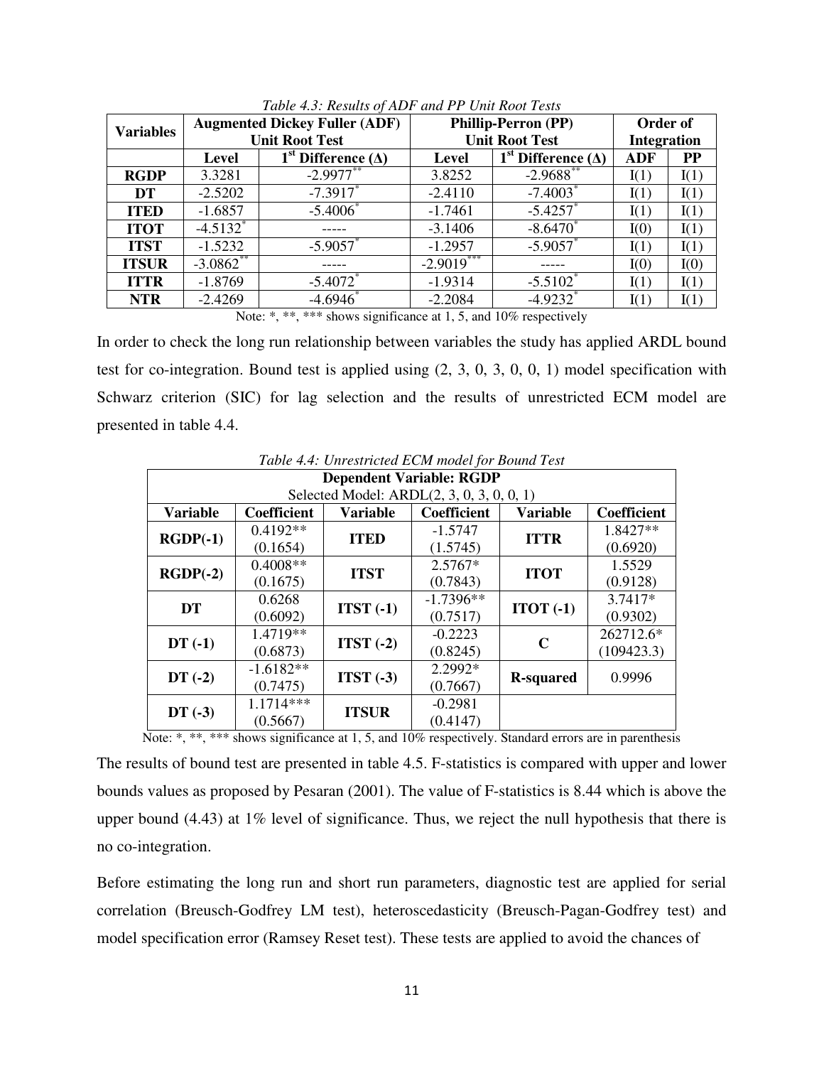*Table 4.3: Results of ADF and PP Unit Root Tests*

| Variables | Augmented Dickey Fuller (ADF) Unit Root Test | | Phillip-Perron (PP) Unit Root Test | | Order of Integration | |
|---|---|---|---|---|---|---|
| | Level | $1^{st}$ Difference (Δ) | Level | $1^{st}$ Difference (Δ) | ADF | PP |
| **RGDP** | 3.3281 | -2.9977** | 3.8252 | -2.9688** | I(1) | I(1) |
| **DT** | -2.5202 | -7.3917* | -2.4110 | -7.4003* | I(1) | I(1) |
| **ITED** | -1.6857 | -5.4006* | -1.7461 | -5.4257* | I(1) | I(1) |
| **ITOT** | -4.5132* | ----- | -3.1406 | -8.6470* | I(0) | I(1) |
| **ITST** | -1.5232 | -5.9057* | -1.2957 | -5.9057* | I(1) | I(1) |
| **ITSUR** | -3.0862** | ----- | -2.9019*** | ----- | I(0) | I(0) |
| **ITTR** | -1.8769 | -5.4072* | -1.9314 | -5.5102* | I(1) | I(1) |
| **NTR** | -2.4269 | -4.6946* | -2.2084 | -4.9232* | I(1) | I(1) |

Note: *, **, *** shows significance at 1, 5, and 10% respectively

In order to check the long run relationship between variables the study has applied ARDL bound test for co-integration. Bound test is applied using (2, 3, 0, 3, 0, 0, 1) model specification with Schwarz criterion (SIC) for lag selection and the results of unrestricted ECM model are presented in table 4.4.

*Table 4.4: Unrestricted ECM model for Bound Test*

| **Dependent Variable: RGDP**<br>Selected Model: ARDL(2, 3, 0, 3, 0, 0, 1) | | | | | |
|---|---|---|---|---|---|
| **Variable** | **Coefficient** | **Variable** | **Coefficient** | **Variable** | **Coefficient** |
| **RGDP(-1)** | 0.4192**<br>(0.1654) | **ITED** | -1.5747<br>(1.5745) | **ITTR** | 1.8427**<br>(0.6920) |
| **RGDP(-2)** | 0.4008**<br>(0.1675) | **ITST** | 2.5767*<br>(0.7843) | **ITOT** | 1.5529<br>(0.9128) |
| **DT** | 0.6268<br>(0.6092) | **ITST (-1)** | -1.7396**<br>(0.7517) | **ITOT (-1)** | 3.7417*<br>(0.9302) |
| **DT (-1)** | 1.4719**<br>(0.6873) | **ITST (-2)** | -0.2223<br>(0.8245) | **C** | 262712.6*<br>(109423.3) |
| **DT (-2)** | -1.6182**<br>(0.7475) | **ITST (-3)** | 2.2992*<br>(0.7667) | **R-squared** | 0.9996 |
| **DT (-3)** | 1.1714***<br>(0.5667) | **ITSUR** | -0.2981<br>(0.4147) | | |

Note: *, **, *** shows significance at 1, 5, and 10% respectively. Standard errors are in parenthesis

The results of bound test are presented in table 4.5. F-statistics is compared with upper and lower bounds values as proposed by Pesaran (2001). The value of F-statistics is 8.44 which is above the upper bound (4.43) at 1% level of significance. Thus, we reject the null hypothesis that there is no co-integration.

Before estimating the long run and short run parameters, diagnostic test are applied for serial correlation (Breusch-Godfrey LM test), heteroscedasticity (Breusch-Pagan-Godfrey test) and model specification error (Ramsey Reset test). These tests are applied to avoid the chances of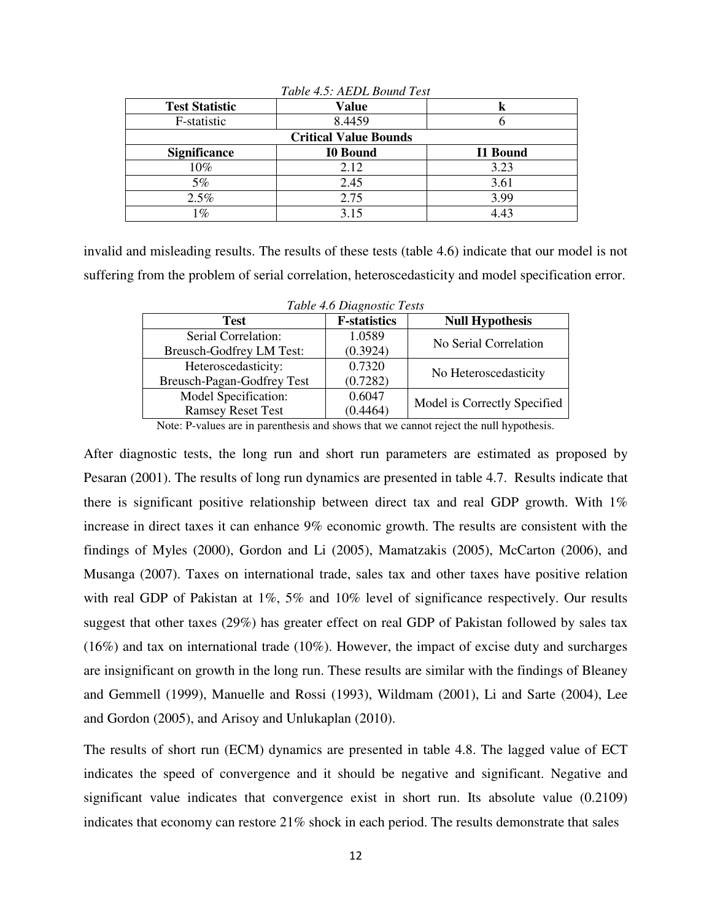*Table 4.5: AEDL Bound Test*

| Test Statistic | Value | k |
|---|---|---|
| F-statistic | 8.4459 | 6 |
| **Critical Value Bounds** | | |
| **Significance** | **I0 Bound** | **I1 Bound** |
| 10% | 2.12 | 3.23 |
| 5% | 2.45 | 3.61 |
| 2.5% | 2.75 | 3.99 |
| 1% | 3.15 | 4.43 |

invalid and misleading results. The results of these tests (table 4.6) indicate that our model is not suffering from the problem of serial correlation, heteroscedasticity and model specification error.

*Table 4.6 Diagnostic Tests*

| Test | F-statistics | Null Hypothesis |
|---|---|---|
| Serial Correlation: Breusch-Godfrey LM Test: | 1.0589 (0.3924) | No Serial Correlation |
| Heteroscedasticity: Breusch-Pagan-Godfrey Test | 0.7320 (0.7282) | No Heteroscedasticity |
| Model Specification: Ramsey Reset Test | 0.6047 (0.4464) | Model is Correctly Specified |

Note: P-values are in parenthesis and shows that we cannot reject the null hypothesis.

After diagnostic tests, the long run and short run parameters are estimated as proposed by Pesaran (2001). The results of long run dynamics are presented in table 4.7. Results indicate that there is significant positive relationship between direct tax and real GDP growth. With 1% increase in direct taxes it can enhance 9% economic growth. The results are consistent with the findings of Myles (2000), Gordon and Li (2005), Mamatzakis (2005), McCarton (2006), and Musanga (2007). Taxes on international trade, sales tax and other taxes have positive relation with real GDP of Pakistan at 1%, 5% and 10% level of significance respectively. Our results suggest that other taxes (29%) has greater effect on real GDP of Pakistan followed by sales tax (16%) and tax on international trade (10%). However, the impact of excise duty and surcharges are insignificant on growth in the long run. These results are similar with the findings of Bleaney and Gemmell (1999), Manuelle and Rossi (1993), Wildmam (2001), Li and Sarte (2004), Lee and Gordon (2005), and Arisoy and Unlukaplan (2010).

The results of short run (ECM) dynamics are presented in table 4.8. The lagged value of ECT indicates the speed of convergence and it should be negative and significant. Negative and significant value indicates that convergence exist in short run. Its absolute value (0.2109) indicates that economy can restore 21% shock in each period. The results demonstrate that sales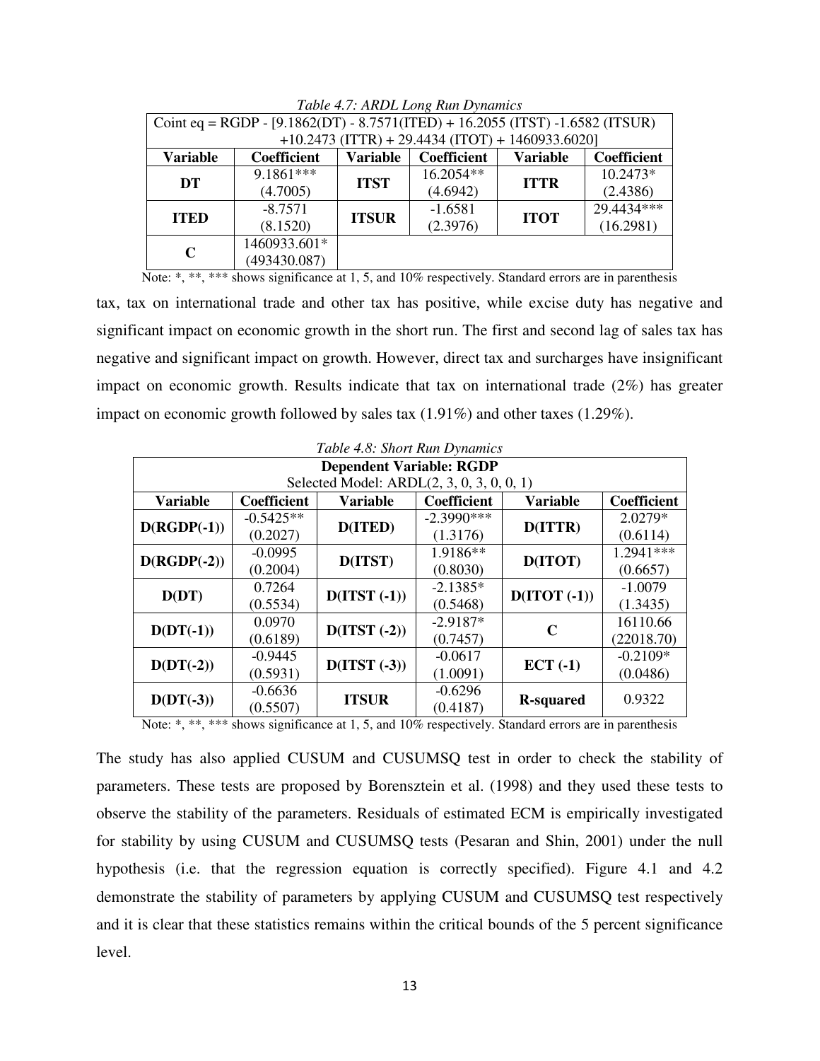*Table 4.7: ARDL Long Run Dynamics*

| Coint eq = RGDP - [9.1862(DT) - 8.7571(ITED) + 16.2055 (ITST) -1.6582 (ITSUR) +10.2473 (ITTR) + 29.4434 (ITOT) + 1460933.6020] | | | | | |
|---|---|---|---|---|---|
| **Variable** | **Coefficient** | **Variable** | **Coefficient** | **Variable** | **Coefficient** |
| **DT** | 9.1861*** (4.7005) | **ITST** | 16.2054** (4.6942) | **ITTR** | 10.2473* (2.4386) |
| **ITED** | -8.7571 (8.1520) | **ITSUR** | -1.6581 (2.3976) | **ITOT** | 29.4434*** (16.2981) |
| **C** | 1460933.601* (493430.087) | | | | |

Note: *, **, *** shows significance at 1, 5, and 10% respectively. Standard errors are in parenthesis

tax, tax on international trade and other tax has positive, while excise duty has negative and significant impact on economic growth in the short run. The first and second lag of sales tax has negative and significant impact on growth. However, direct tax and surcharges have insignificant impact on economic growth. Results indicate that tax on international trade (2%) has greater impact on economic growth followed by sales tax (1.91%) and other taxes (1.29%).

*Table 4.8: Short Run Dynamics*

| Dependent Variable: RGDP Selected Model: ARDL(2, 3, 0, 3, 0, 0, 1) | | | | | |
|---|---|---|---|---|---|
| **Variable** | **Coefficient** | **Variable** | **Coefficient** | **Variable** | **Coefficient** |
| **D(RGDP(-1))** | -0.5425** (0.2027) | **D(ITED)** | -2.3990*** (1.3176) | **D(ITTR)** | 2.0279* (0.6114) |
| **D(RGDP(-2))** | -0.0995 (0.2004) | **D(ITST)** | 1.9186** (0.8030) | **D(ITOT)** | 1.2941*** (0.6657) |
| **D(DT)** | 0.7264 (0.5534) | **D(ITST (-1))** | -2.1385* (0.5468) | **D(ITOT (-1))** | -1.0079 (1.3435) |
| **D(DT(-1))** | 0.0970 (0.6189) | **D(ITST (-2))** | -2.9187* (0.7457) | **C** | 16110.66 (22018.70) |
| **D(DT(-2))** | -0.9445 (0.5931) | **D(ITST (-3))** | -0.0617 (1.0091) | **ECT (-1)** | -0.2109* (0.0486) |
| **D(DT(-3))** | -0.6636 (0.5507) | **ITSUR** | -0.6296 (0.4187) | **R-squared** | 0.9322 |

Note: *, **, *** shows significance at 1, 5, and 10% respectively. Standard errors are in parenthesis

The study has also applied CUSUM and CUSUMSQ test in order to check the stability of parameters. These tests are proposed by Borensztein et al. (1998) and they used these tests to observe the stability of the parameters. Residuals of estimated ECM is empirically investigated for stability by using CUSUM and CUSUMSQ tests (Pesaran and Shin, 2001) under the null hypothesis (i.e. that the regression equation is correctly specified). Figure 4.1 and 4.2 demonstrate the stability of parameters by applying CUSUM and CUSUMSQ test respectively and it is clear that these statistics remains within the critical bounds of the 5 percent significance level.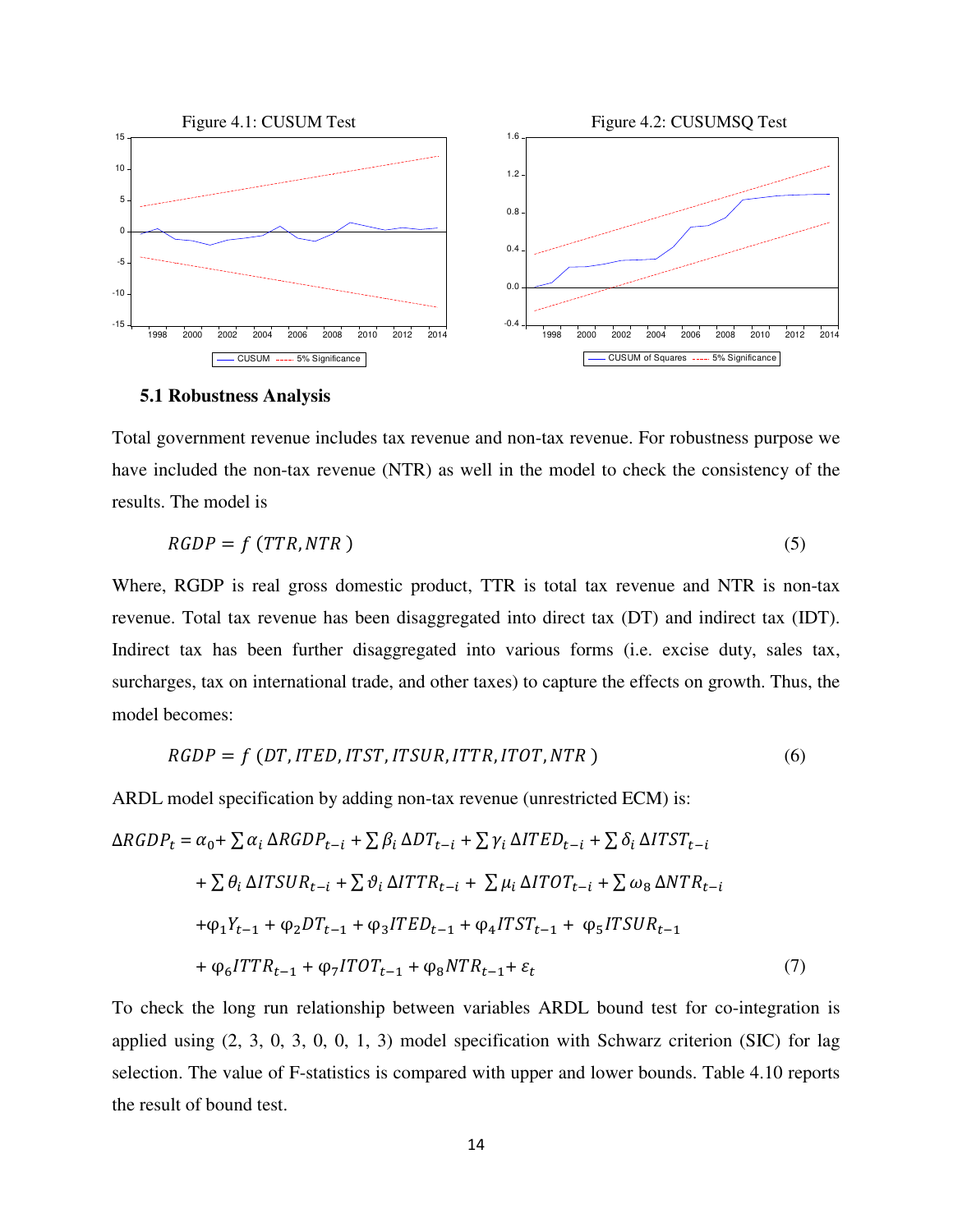Figure 4.1: CUSUM Test

Figure 4.2: CUSUMSQ Test

### 5.1 Robustness Analysis

Total government revenue includes tax revenue and non-tax revenue. For robustness purpose we have included the non-tax revenue (NTR) as well in the model to check the consistency of the results. The model is

$$RGDP = f\ (TTR, NTR\ ) \tag{5}$$

Where, RGDP is real gross domestic product, TTR is total tax revenue and NTR is non-tax revenue. Total tax revenue has been disaggregated into direct tax (DT) and indirect tax (IDT). Indirect tax has been further disaggregated into various forms (i.e. excise duty, sales tax, surcharges, tax on international trade, and other taxes) to capture the effects on growth. Thus, the model becomes:

$$RGDP = f\ (DT, ITED, ITST, ITSUR, ITTR, ITOT, NTR\ ) \tag{6}$$

ARDL model specification by adding non-tax revenue (unrestricted ECM) is:

$$\begin{aligned}
\Delta RGDP_t = {} & \alpha_0 + \sum \alpha_i\, \Delta RGDP_{t-i} + \sum \beta_i\, \Delta DT_{t-i} + \sum \gamma_i\, \Delta ITED_{t-i} + \sum \delta_i\, \Delta ITST_{t-i} \\
& + \sum \theta_i\, \Delta ITSUR_{t-i} + \sum \vartheta_i\, \Delta ITTR_{t-i} + \sum \mu_i\, \Delta ITOT_{t-i} + \sum \omega_8\, \Delta NTR_{t-i} \\
& + \varphi_1 Y_{t-1} + \varphi_2 DT_{t-1} + \varphi_3 ITED_{t-1} + \varphi_4 ITST_{t-1} + \varphi_5 ITSUR_{t-1} \\
& + \varphi_6 ITTR_{t-1} + \varphi_7 ITOT_{t-1} + \varphi_8 NTR_{t-1} + \varepsilon_t
\end{aligned} \tag{7}$$

To check the long run relationship between variables ARDL bound test for co-integration is applied using (2, 3, 0, 3, 0, 0, 1, 3) model specification with Schwarz criterion (SIC) for lag selection. The value of F-statistics is compared with upper and lower bounds. Table 4.10 reports the result of bound test.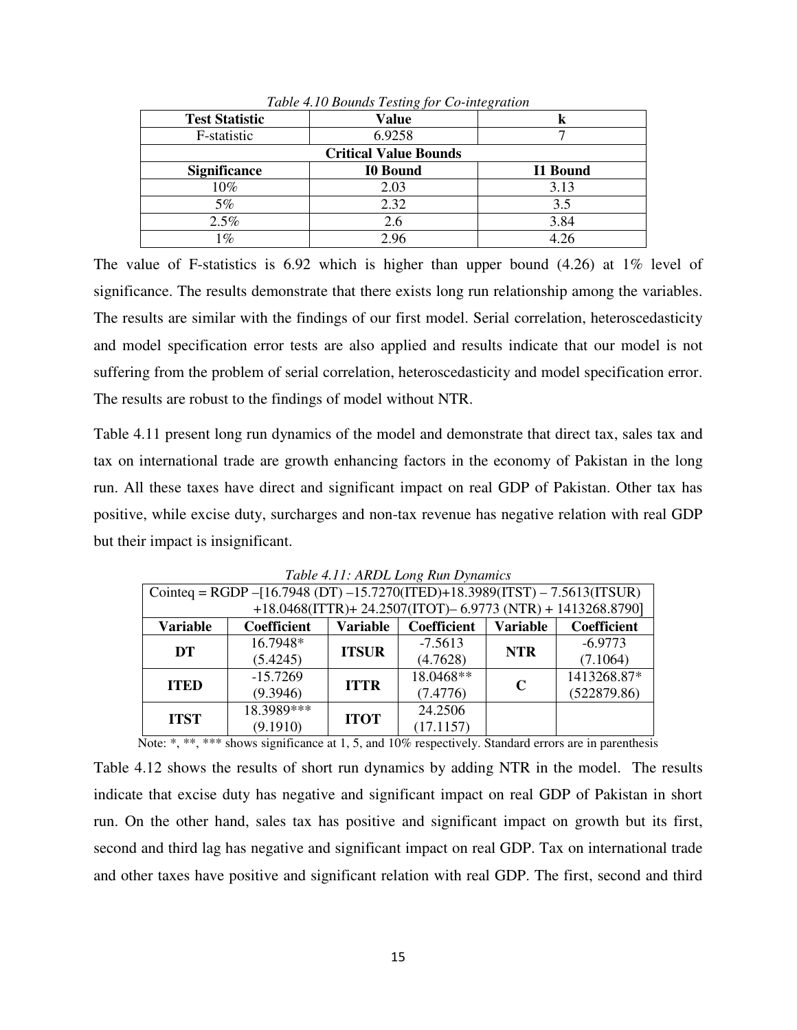*Table 4.10 Bounds Testing for Co-integration*

| Test Statistic | Value | k |
|---|---|---|
| F-statistic | 6.9258 | 7 |
| **Critical Value Bounds** | | |
| **Significance** | **I0 Bound** | **I1 Bound** |
| 10% | 2.03 | 3.13 |
| 5% | 2.32 | 3.5 |
| 2.5% | 2.6 | 3.84 |
| 1% | 2.96 | 4.26 |

The value of F-statistics is 6.92 which is higher than upper bound (4.26) at 1% level of significance. The results demonstrate that there exists long run relationship among the variables. The results are similar with the findings of our first model. Serial correlation, heteroscedasticity and model specification error tests are also applied and results indicate that our model is not suffering from the problem of serial correlation, heteroscedasticity and model specification error. The results are robust to the findings of model without NTR.

Table 4.11 present long run dynamics of the model and demonstrate that direct tax, sales tax and tax on international trade are growth enhancing factors in the economy of Pakistan in the long run. All these taxes have direct and significant impact on real GDP of Pakistan. Other tax has positive, while excise duty, surcharges and non-tax revenue has negative relation with real GDP but their impact is insignificant.

*Table 4.11: ARDL Long Run Dynamics*

| Cointeq = RGDP –[16.7948 (DT) –15.7270(ITED)+18.3989(ITST) – 7.5613(ITSUR) +18.0468(ITTR)+ 24.2507(ITOT)– 6.9773 (NTR) + 1413268.8790] | | | | | |
|---|---|---|---|---|---|
| **Variable** | **Coefficient** | **Variable** | **Coefficient** | **Variable** | **Coefficient** |
| **DT** | 16.7948* (5.4245) | **ITSUR** | -7.5613 (4.7628) | **NTR** | -6.9773 (7.1064) |
| **ITED** | -15.7269 (9.3946) | **ITTR** | 18.0468** (7.4776) | **C** | 1413268.87* (522879.86) |
| **ITST** | 18.3989*** (9.1910) | **ITOT** | 24.2506 (17.1157) | | |

Note: *, **, *** shows significance at 1, 5, and 10% respectively. Standard errors are in parenthesis

Table 4.12 shows the results of short run dynamics by adding NTR in the model. The results indicate that excise duty has negative and significant impact on real GDP of Pakistan in short run. On the other hand, sales tax has positive and significant impact on growth but its first, second and third lag has negative and significant impact on real GDP. Tax on international trade and other taxes have positive and significant relation with real GDP. The first, second and third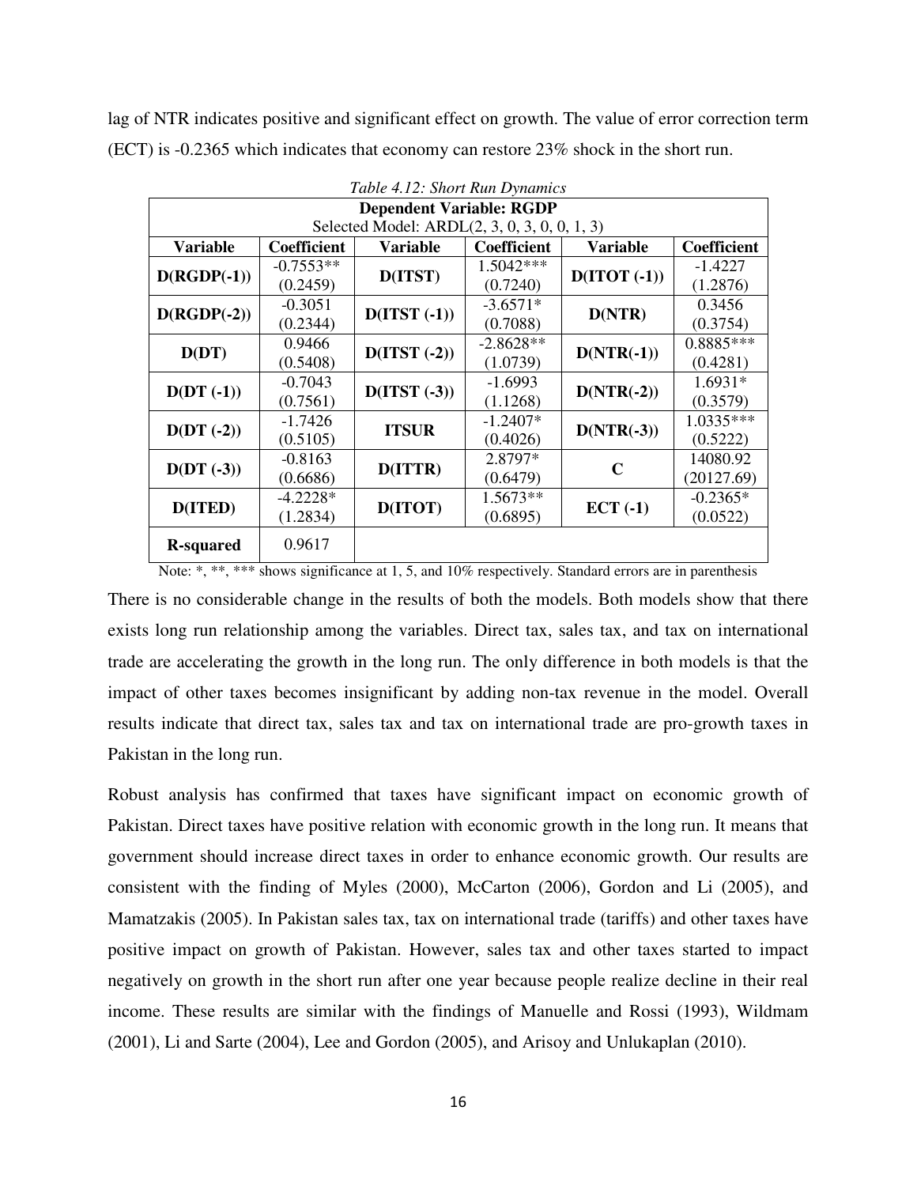lag of NTR indicates positive and significant effect on growth. The value of error correction term (ECT) is -0.2365 which indicates that economy can restore 23% shock in the short run.

*Table 4.12: Short Run Dynamics*

| **Dependent Variable: RGDP**<br>Selected Model: ARDL(2, 3, 0, 3, 0, 0, 1, 3) | | | | | |
|---|---|---|---|---|---|
| **Variable** | **Coefficient** | **Variable** | **Coefficient** | **Variable** | **Coefficient** |
| **D(RGDP(-1))** | -0.7553**<br>(0.2459) | **D(ITST)** | 1.5042***<br>(0.7240) | **D(ITOT (-1))** | -1.4227<br>(1.2876) |
| **D(RGDP(-2))** | -0.3051<br>(0.2344) | **D(ITST (-1))** | -3.6571*<br>(0.7088) | **D(NTR)** | 0.3456<br>(0.3754) |
| **D(DT)** | 0.9466<br>(0.5408) | **D(ITST (-2))** | -2.8628**<br>(1.0739) | **D(NTR(-1))** | 0.8885***<br>(0.4281) |
| **D(DT (-1))** | -0.7043<br>(0.7561) | **D(ITST (-3))** | -1.6993<br>(1.1268) | **D(NTR(-2))** | 1.6931*<br>(0.3579) |
| **D(DT (-2))** | -1.7426<br>(0.5105) | **ITSUR** | -1.2407*<br>(0.4026) | **D(NTR(-3))** | 1.0335***<br>(0.5222) |
| **D(DT (-3))** | -0.8163<br>(0.6686) | **D(ITTR)** | 2.8797*<br>(0.6479) | **C** | 14080.92<br>(20127.69) |
| **D(ITED)** | -4.2228*<br>(1.2834) | **D(ITOT)** | 1.5673**<br>(0.6895) | **ECT (-1)** | -0.2365*<br>(0.0522) |
| **R-squared** | 0.9617 | | | | |

Note: *, **, *** shows significance at 1, 5, and 10% respectively. Standard errors are in parenthesis

There is no considerable change in the results of both the models. Both models show that there exists long run relationship among the variables. Direct tax, sales tax, and tax on international trade are accelerating the growth in the long run. The only difference in both models is that the impact of other taxes becomes insignificant by adding non-tax revenue in the model. Overall results indicate that direct tax, sales tax and tax on international trade are pro-growth taxes in Pakistan in the long run.

Robust analysis has confirmed that taxes have significant impact on economic growth of Pakistan. Direct taxes have positive relation with economic growth in the long run. It means that government should increase direct taxes in order to enhance economic growth. Our results are consistent with the finding of Myles (2000), McCarton (2006), Gordon and Li (2005), and Mamatzakis (2005). In Pakistan sales tax, tax on international trade (tariffs) and other taxes have positive impact on growth of Pakistan. However, sales tax and other taxes started to impact negatively on growth in the short run after one year because people realize decline in their real income. These results are similar with the findings of Manuelle and Rossi (1993), Wildmam (2001), Li and Sarte (2004), Lee and Gordon (2005), and Arisoy and Unlukaplan (2010).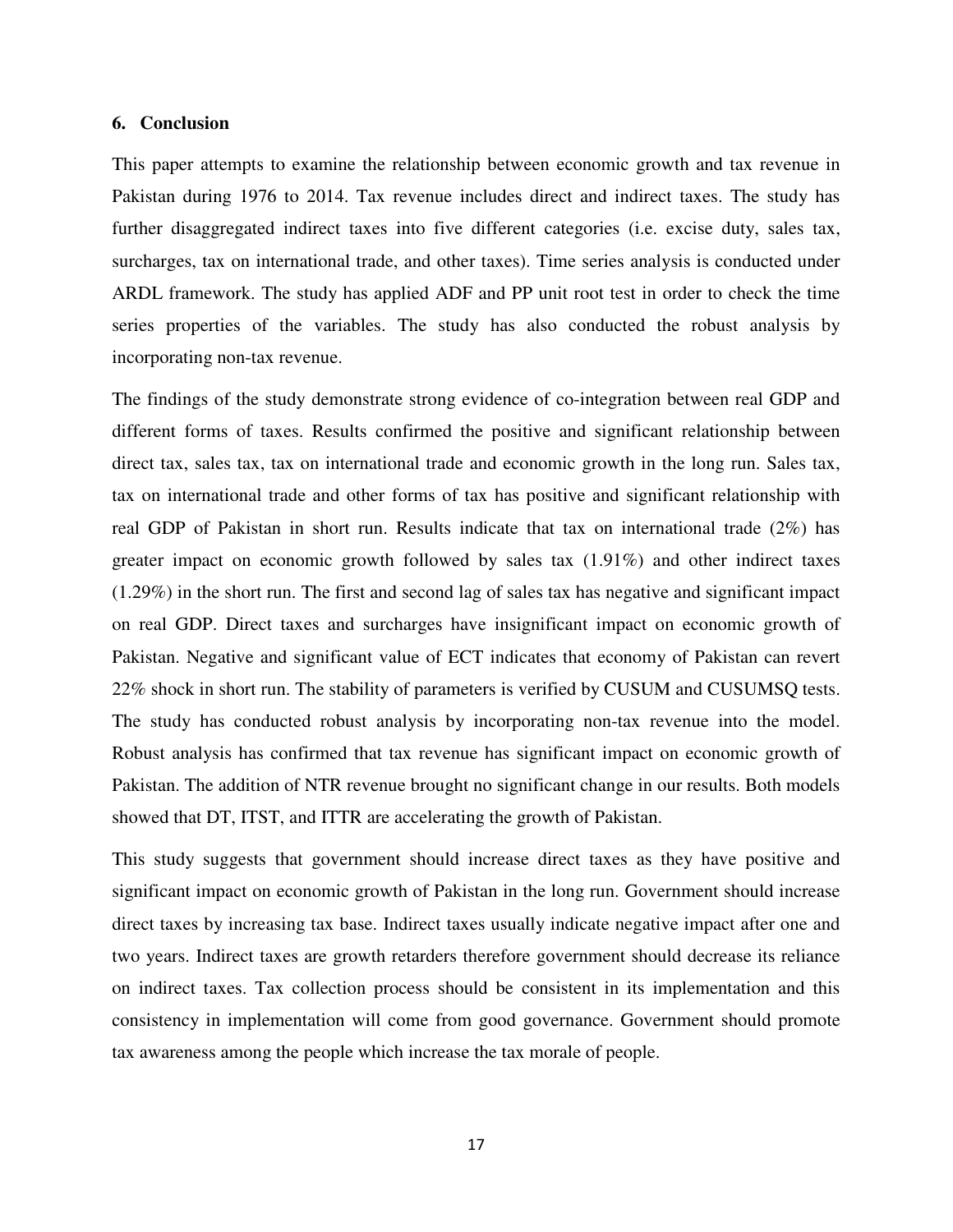## 6. Conclusion

This paper attempts to examine the relationship between economic growth and tax revenue in Pakistan during 1976 to 2014. Tax revenue includes direct and indirect taxes. The study has further disaggregated indirect taxes into five different categories (i.e. excise duty, sales tax, surcharges, tax on international trade, and other taxes). Time series analysis is conducted under ARDL framework. The study has applied ADF and PP unit root test in order to check the time series properties of the variables. The study has also conducted the robust analysis by incorporating non-tax revenue.

The findings of the study demonstrate strong evidence of co-integration between real GDP and different forms of taxes. Results confirmed the positive and significant relationship between direct tax, sales tax, tax on international trade and economic growth in the long run. Sales tax, tax on international trade and other forms of tax has positive and significant relationship with real GDP of Pakistan in short run. Results indicate that tax on international trade (2%) has greater impact on economic growth followed by sales tax (1.91%) and other indirect taxes (1.29%) in the short run. The first and second lag of sales tax has negative and significant impact on real GDP. Direct taxes and surcharges have insignificant impact on economic growth of Pakistan. Negative and significant value of ECT indicates that economy of Pakistan can revert 22% shock in short run. The stability of parameters is verified by CUSUM and CUSUMSQ tests. The study has conducted robust analysis by incorporating non-tax revenue into the model. Robust analysis has confirmed that tax revenue has significant impact on economic growth of Pakistan. The addition of NTR revenue brought no significant change in our results. Both models showed that DT, ITST, and ITTR are accelerating the growth of Pakistan.

This study suggests that government should increase direct taxes as they have positive and significant impact on economic growth of Pakistan in the long run. Government should increase direct taxes by increasing tax base. Indirect taxes usually indicate negative impact after one and two years. Indirect taxes are growth retarders therefore government should decrease its reliance on indirect taxes. Tax collection process should be consistent in its implementation and this consistency in implementation will come from good governance. Government should promote tax awareness among the people which increase the tax morale of people.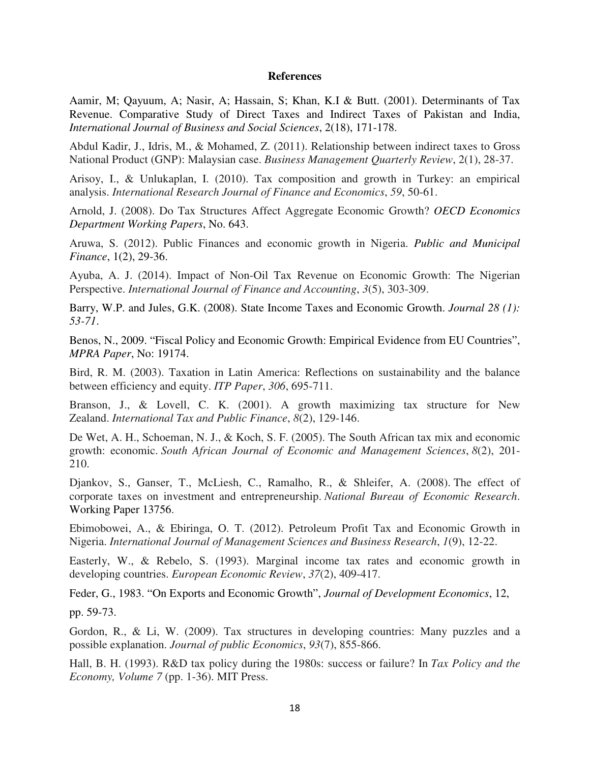## References

Aamir, M; Qayuum, A; Nasir, A; Hassain, S; Khan, K.I & Butt. (2001). Determinants of Tax Revenue. Comparative Study of Direct Taxes and Indirect Taxes of Pakistan and India, *International Journal of Business and Social Sciences*, 2(18), 171-178.

Abdul Kadir, J., Idris, M., & Mohamed, Z. (2011). Relationship between indirect taxes to Gross National Product (GNP): Malaysian case. *Business Management Quarterly Review*, 2(1), 28-37.

Arisoy, I., & Unlukaplan, I. (2010). Tax composition and growth in Turkey: an empirical analysis. *International Research Journal of Finance and Economics*, *59*, 50-61.

Arnold, J. (2008). Do Tax Structures Affect Aggregate Economic Growth? *OECD Economics Department Working Papers*, No. 643.

Aruwa, S. (2012). Public Finances and economic growth in Nigeria. *Public and Municipal Finance*, 1(2), 29-36.

Ayuba, A. J. (2014). Impact of Non-Oil Tax Revenue on Economic Growth: The Nigerian Perspective. *International Journal of Finance and Accounting*, *3*(5), 303-309.

Barry, W.P. and Jules, G.K. (2008). State Income Taxes and Economic Growth. *Journal 28 (1): 53-71*.

Benos, N., 2009. "Fiscal Policy and Economic Growth: Empirical Evidence from EU Countries", *MPRA Paper*, No: 19174.

Bird, R. M. (2003). Taxation in Latin America: Reflections on sustainability and the balance between efficiency and equity. *ITP Paper*, *306*, 695-711.

Branson, J., & Lovell, C. K. (2001). A growth maximizing tax structure for New Zealand. *International Tax and Public Finance*, *8*(2), 129-146.

De Wet, A. H., Schoeman, N. J., & Koch, S. F. (2005). The South African tax mix and economic growth: economic. *South African Journal of Economic and Management Sciences*, *8*(2), 201-210.

Djankov, S., Ganser, T., McLiesh, C., Ramalho, R., & Shleifer, A. (2008). The effect of corporate taxes on investment and entrepreneurship. *National Bureau of Economic Research*. Working Paper 13756.

Ebimobowei, A., & Ebiringa, O. T. (2012). Petroleum Profit Tax and Economic Growth in Nigeria. *International Journal of Management Sciences and Business Research*, *1*(9), 12-22.

Easterly, W., & Rebelo, S. (1993). Marginal income tax rates and economic growth in developing countries. *European Economic Review*, *37*(2), 409-417.

Feder, G., 1983. "On Exports and Economic Growth", *Journal of Development Economics*, 12, pp. 59-73.

Gordon, R., & Li, W. (2009). Tax structures in developing countries: Many puzzles and a possible explanation. *Journal of public Economics*, *93*(7), 855-866.

Hall, B. H. (1993). R&D tax policy during the 1980s: success or failure? In *Tax Policy and the Economy, Volume 7* (pp. 1-36). MIT Press.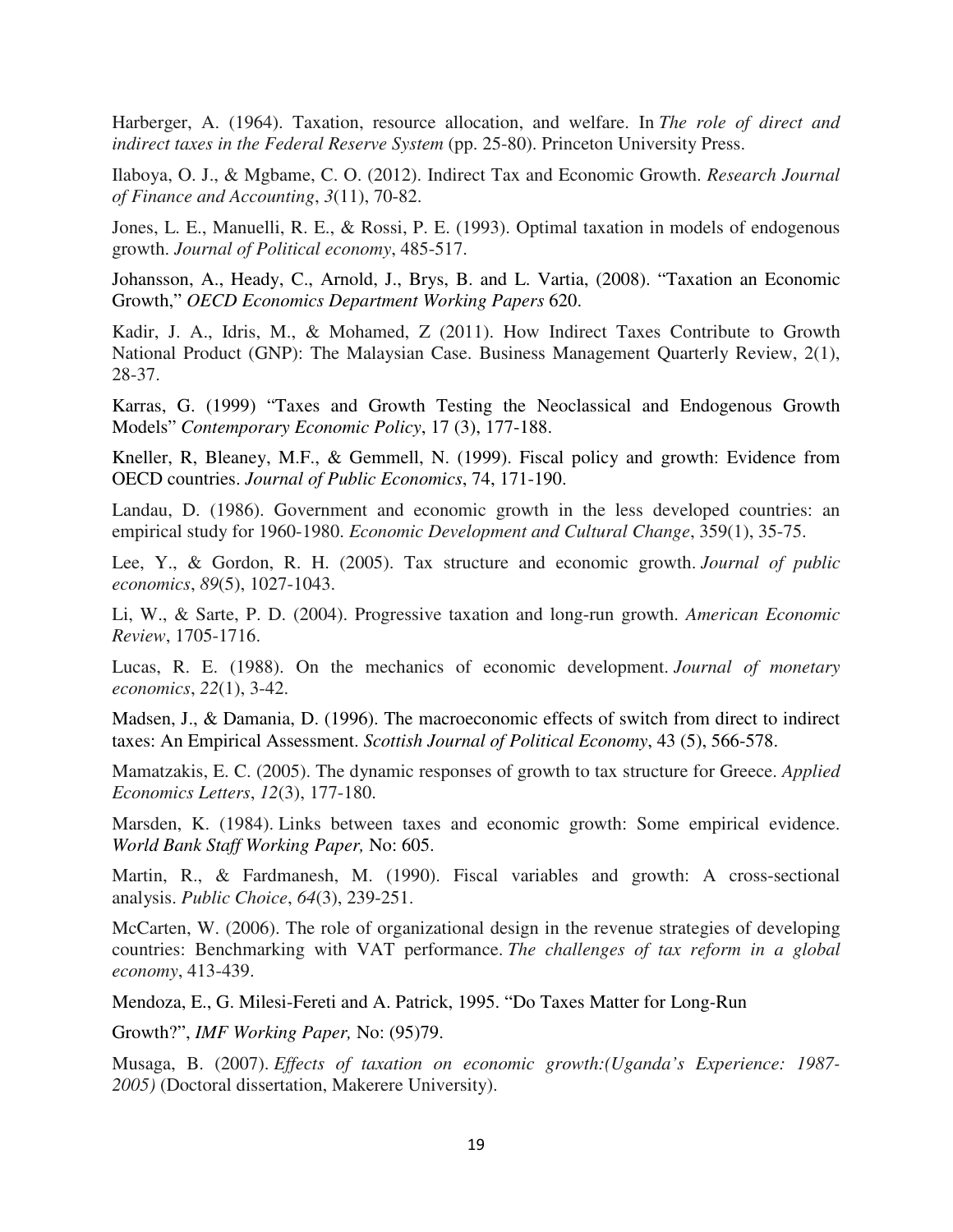Harberger, A. (1964). Taxation, resource allocation, and welfare. In *The role of direct and indirect taxes in the Federal Reserve System* (pp. 25-80). Princeton University Press.

Ilaboya, O. J., & Mgbame, C. O. (2012). Indirect Tax and Economic Growth. *Research Journal of Finance and Accounting*, *3*(11), 70-82.

Jones, L. E., Manuelli, R. E., & Rossi, P. E. (1993). Optimal taxation in models of endogenous growth. *Journal of Political economy*, 485-517.

Johansson, A., Heady, C., Arnold, J., Brys, B. and L. Vartia, (2008). "Taxation an Economic Growth," *OECD Economics Department Working Papers* 620.

Kadir, J. A., Idris, M., & Mohamed, Z (2011). How Indirect Taxes Contribute to Growth National Product (GNP): The Malaysian Case. Business Management Quarterly Review, 2(1), 28-37.

Karras, G. (1999) "Taxes and Growth Testing the Neoclassical and Endogenous Growth Models" *Contemporary Economic Policy*, 17 (3), 177-188.

Kneller, R, Bleaney, M.F., & Gemmell, N. (1999). Fiscal policy and growth: Evidence from OECD countries. *Journal of Public Economics*, 74, 171-190.

Landau, D. (1986). Government and economic growth in the less developed countries: an empirical study for 1960-1980. *Economic Development and Cultural Change*, 359(1), 35-75.

Lee, Y., & Gordon, R. H. (2005). Tax structure and economic growth. *Journal of public economics*, *89*(5), 1027-1043.

Li, W., & Sarte, P. D. (2004). Progressive taxation and long-run growth. *American Economic Review*, 1705-1716.

Lucas, R. E. (1988). On the mechanics of economic development. *Journal of monetary economics*, *22*(1), 3-42.

Madsen, J., & Damania, D. (1996). The macroeconomic effects of switch from direct to indirect taxes: An Empirical Assessment. *Scottish Journal of Political Economy*, 43 (5), 566-578.

Mamatzakis, E. C. (2005). The dynamic responses of growth to tax structure for Greece. *Applied Economics Letters*, *12*(3), 177-180.

Marsden, K. (1984). Links between taxes and economic growth: Some empirical evidence. *World Bank Staff Working Paper,* No: 605.

Martin, R., & Fardmanesh, M. (1990). Fiscal variables and growth: A cross-sectional analysis. *Public Choice*, *64*(3), 239-251.

McCarten, W. (2006). The role of organizational design in the revenue strategies of developing countries: Benchmarking with VAT performance. *The challenges of tax reform in a global economy*, 413-439.

Mendoza, E., G. Milesi-Fereti and A. Patrick, 1995. "Do Taxes Matter for Long-Run Growth?", *IMF Working Paper,* No: (95)79.

Musaga, B. (2007). *Effects of taxation on economic growth:(Uganda's Experience: 1987-2005)* (Doctoral dissertation, Makerere University).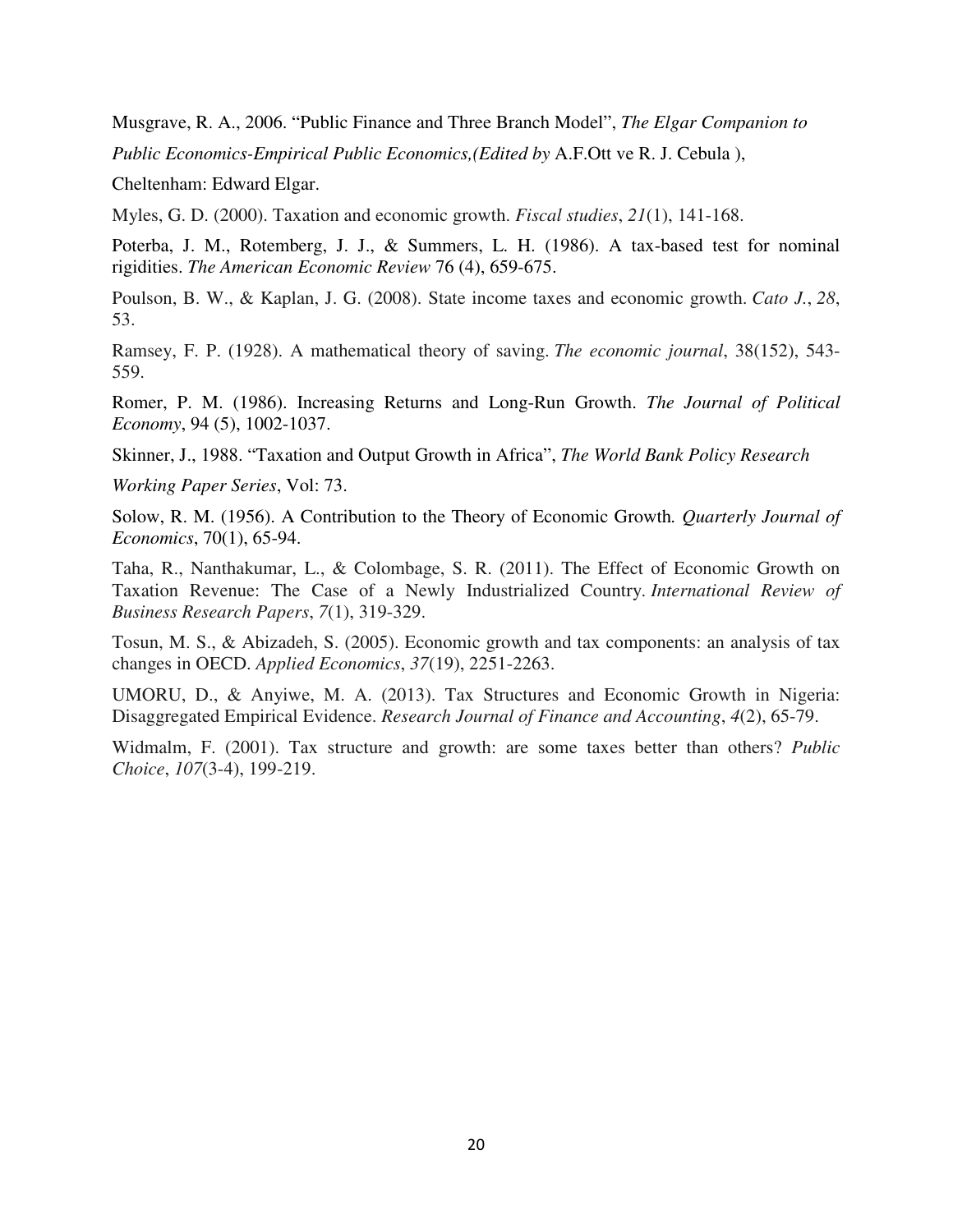Musgrave, R. A., 2006. "Public Finance and Three Branch Model", *The Elgar Companion to Public Economics-Empirical Public Economics,(Edited by* A.F.Ott ve R. J. Cebula ), Cheltenham: Edward Elgar.

Myles, G. D. (2000). Taxation and economic growth. *Fiscal studies*, *21*(1), 141-168.

Poterba, J. M., Rotemberg, J. J., & Summers, L. H. (1986). A tax-based test for nominal rigidities. *The American Economic Review* 76 (4), 659-675.

Poulson, B. W., & Kaplan, J. G. (2008). State income taxes and economic growth. *Cato J.*, *28*, 53.

Ramsey, F. P. (1928). A mathematical theory of saving. *The economic journal*, 38(152), 543-559.

Romer, P. M. (1986). Increasing Returns and Long-Run Growth. *The Journal of Political Economy*, 94 (5), 1002-1037.

Skinner, J., 1988. "Taxation and Output Growth in Africa", *The World Bank Policy Research Working Paper Series*, Vol: 73.

Solow, R. M. (1956). A Contribution to the Theory of Economic Growth*. Quarterly Journal of Economics*, 70(1), 65-94.

Taha, R., Nanthakumar, L., & Colombage, S. R. (2011). The Effect of Economic Growth on Taxation Revenue: The Case of a Newly Industrialized Country. *International Review of Business Research Papers*, *7*(1), 319-329.

Tosun, M. S., & Abizadeh, S. (2005). Economic growth and tax components: an analysis of tax changes in OECD. *Applied Economics*, *37*(19), 2251-2263.

UMORU, D., & Anyiwe, M. A. (2013). Tax Structures and Economic Growth in Nigeria: Disaggregated Empirical Evidence. *Research Journal of Finance and Accounting*, *4*(2), 65-79.

Widmalm, F. (2001). Tax structure and growth: are some taxes better than others? *Public Choice*, *107*(3-4), 199-219.